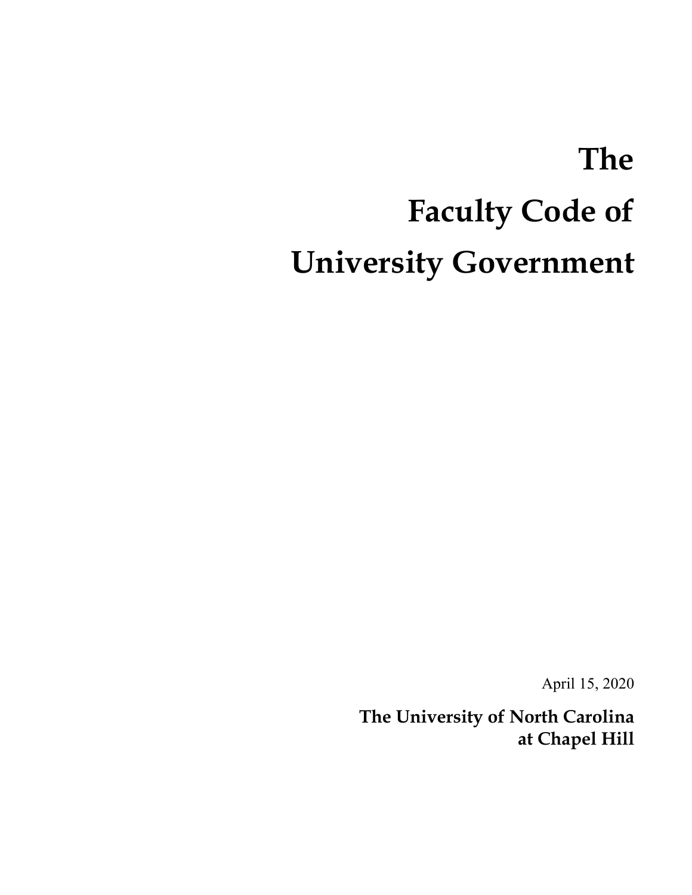# The Faculty Code of University Government

April 15, 2020

**The University of North Carolina at Chapel Hill**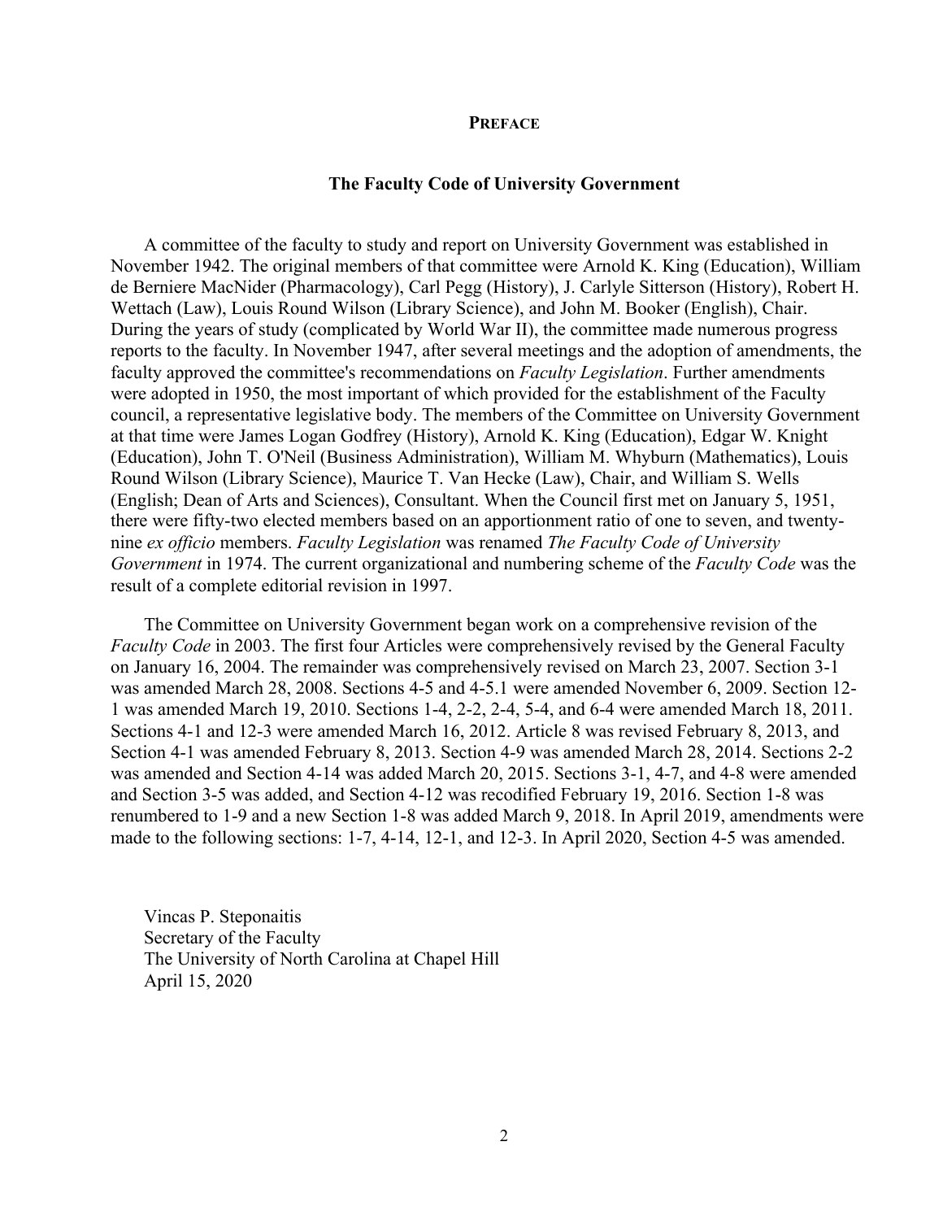## PREFACE

### The Faculty Code of University Government

A committee of the faculty to study and report on University Government was established in November 1942. The original members of that committee were Arnold K. King (Education), William de Berniere MacNider (Pharmacology), Carl Pegg (History), J. Carlyle Sitterson (History), Robert H. Wettach (Law), Louis Round Wilson (Library Science), and John M. Booker (English), Chair. During the years of study (complicated by World War II), the committee made numerous progress reports to the faculty. In November 1947, after several meetings and the adoption of amendments, the faculty approved the committee's recommendations on *Faculty Legislation*. Further amendments were adopted in 1950, the most important of which provided for the establishment of the Faculty council, a representative legislative body. The members of the Committee on University Government at that time were James Logan Godfrey (History), Arnold K. King (Education), Edgar W. Knight (Education), John T. O'Neil (Business Administration), William M. Whyburn (Mathematics), Louis Round Wilson (Library Science), Maurice T. Van Hecke (Law), Chair, and William S. Wells (English; Dean of Arts and Sciences), Consultant. When the Council first met on January 5, 1951, there were fifty-two elected members based on an apportionment ratio of one to seven, and twenty-nine *ex officio* members. *Faculty Legislation* was renamed *The Faculty Code of University Government* in 1974. The current organizational and numbering scheme of the *Faculty Code* was the result of a complete editorial revision in 1997.

The Committee on University Government began work on a comprehensive revision of the *Faculty Code* in 2003. The first four Articles were comprehensively revised by the General Faculty on January 16, 2004. The remainder was comprehensively revised on March 23, 2007. Section 3-1 was amended March 28, 2008. Sections 4-5 and 4-5.1 were amended November 6, 2009. Section 12-1 was amended March 19, 2010. Sections 1-4, 2-2, 2-4, 5-4, and 6-4 were amended March 18, 2011. Sections 4-1 and 12-3 were amended March 16, 2012. Article 8 was revised February 8, 2013, and Section 4-1 was amended February 8, 2013. Section 4-9 was amended March 28, 2014. Sections 2-2 was amended and Section 4-14 was added March 20, 2015. Sections 3-1, 4-7, and 4-8 were amended and Section 3-5 was added, and Section 4-12 was recodified February 19, 2016. Section 1-8 was renumbered to 1-9 and a new Section 1-8 was added March 9, 2018. In April 2019, amendments were made to the following sections: 1-7, 4-14, 12-1, and 12-3. In April 2020, Section 4-5 was amended.

Vincas P. Steponaitis  
Secretary of the Faculty  
The University of North Carolina at Chapel Hill  
April 15, 2020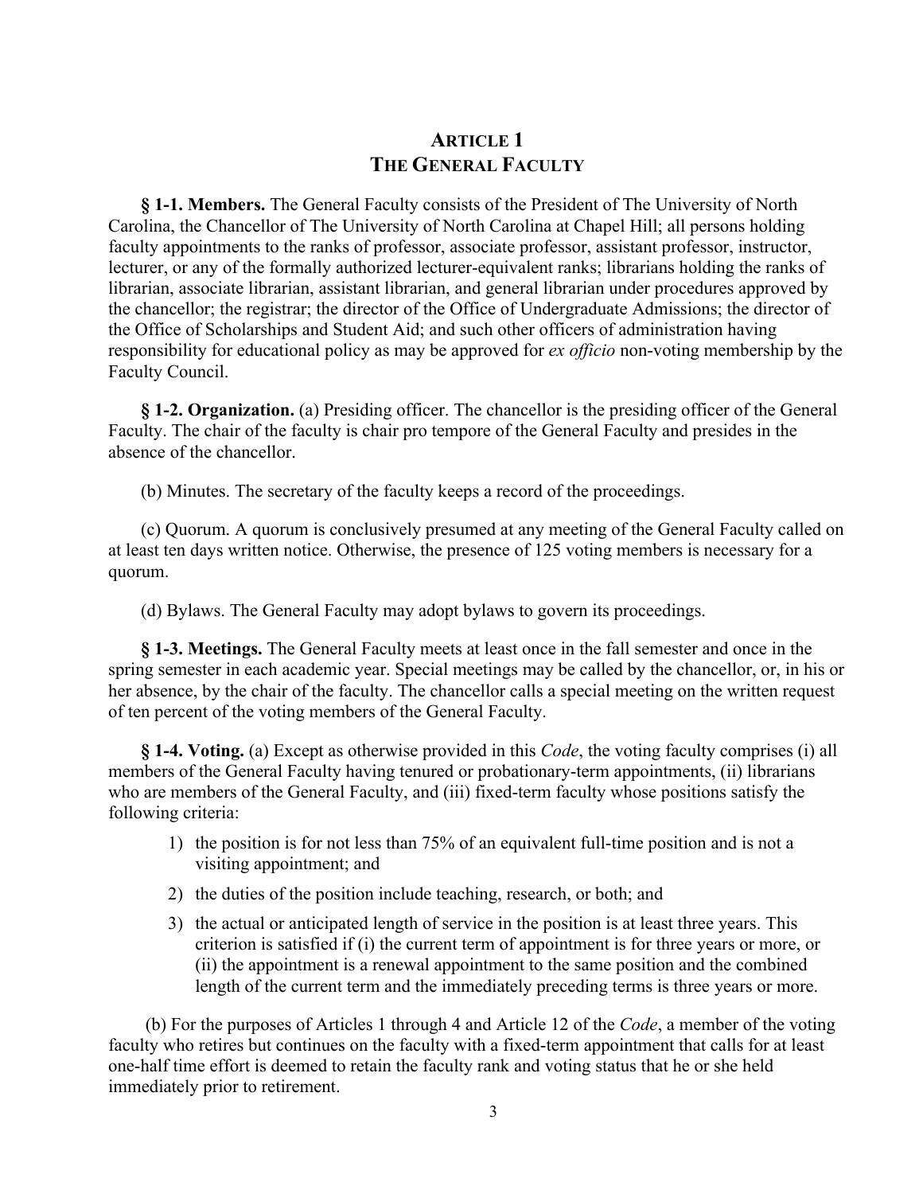# ARTICLE 1
# THE GENERAL FACULTY

**§ 1-1. Members.** The General Faculty consists of the President of The University of North Carolina, the Chancellor of The University of North Carolina at Chapel Hill; all persons holding faculty appointments to the ranks of professor, associate professor, assistant professor, instructor, lecturer, or any of the formally authorized lecturer-equivalent ranks; librarians holding the ranks of librarian, associate librarian, assistant librarian, and general librarian under procedures approved by the chancellor; the registrar; the director of the Office of Undergraduate Admissions; the director of the Office of Scholarships and Student Aid; and such other officers of administration having responsibility for educational policy as may be approved for *ex officio* non-voting membership by the Faculty Council.

**§ 1-2. Organization.** (a) Presiding officer. The chancellor is the presiding officer of the General Faculty. The chair of the faculty is chair pro tempore of the General Faculty and presides in the absence of the chancellor.

(b) Minutes. The secretary of the faculty keeps a record of the proceedings.

(c) Quorum. A quorum is conclusively presumed at any meeting of the General Faculty called on at least ten days written notice. Otherwise, the presence of 125 voting members is necessary for a quorum.

(d) Bylaws. The General Faculty may adopt bylaws to govern its proceedings.

**§ 1-3. Meetings.** The General Faculty meets at least once in the fall semester and once in the spring semester in each academic year. Special meetings may be called by the chancellor, or, in his or her absence, by the chair of the faculty. The chancellor calls a special meeting on the written request of ten percent of the voting members of the General Faculty.

**§ 1-4. Voting.** (a) Except as otherwise provided in this *Code*, the voting faculty comprises (i) all members of the General Faculty having tenured or probationary-term appointments, (ii) librarians who are members of the General Faculty, and (iii) fixed-term faculty whose positions satisfy the following criteria:

1) the position is for not less than 75% of an equivalent full-time position and is not a visiting appointment; and
2) the duties of the position include teaching, research, or both; and
3) the actual or anticipated length of service in the position is at least three years. This criterion is satisfied if (i) the current term of appointment is for three years or more, or (ii) the appointment is a renewal appointment to the same position and the combined length of the current term and the immediately preceding terms is three years or more.

(b) For the purposes of Articles 1 through 4 and Article 12 of the *Code*, a member of the voting faculty who retires but continues on the faculty with a fixed-term appointment that calls for at least one-half time effort is deemed to retain the faculty rank and voting status that he or she held immediately prior to retirement.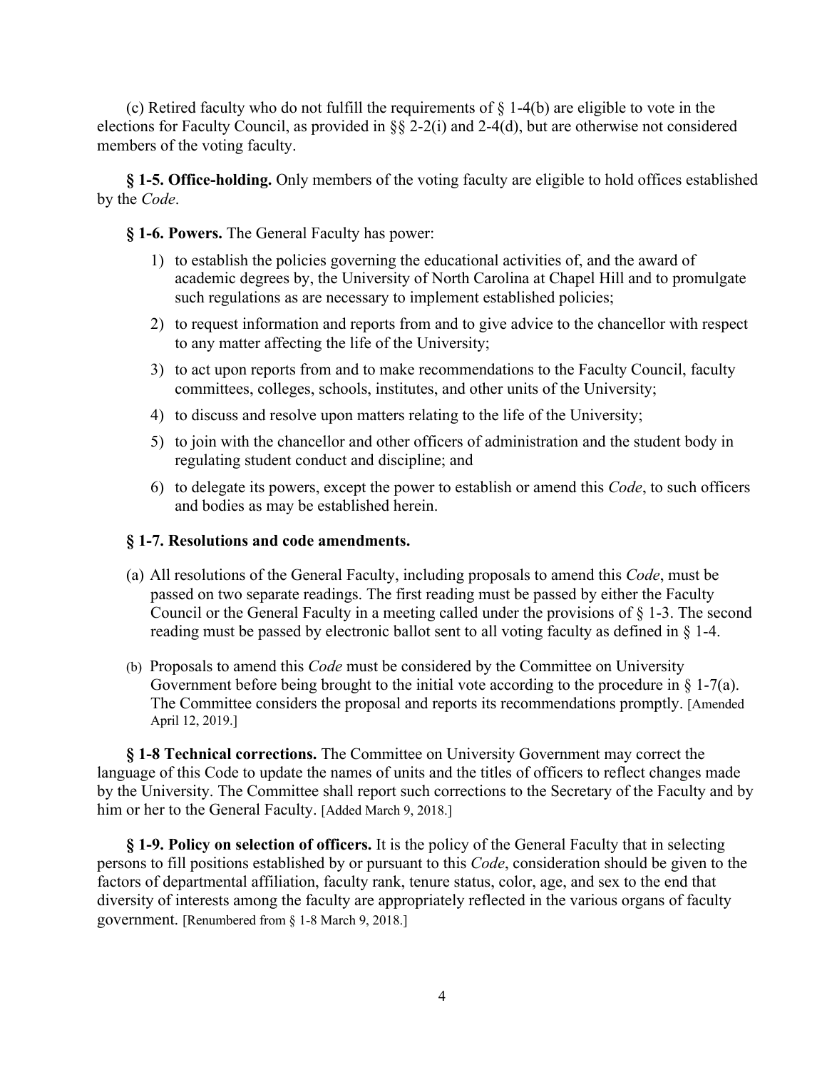(c) Retired faculty who do not fulfill the requirements of § 1-4(b) are eligible to vote in the elections for Faculty Council, as provided in §§ 2-2(i) and 2-4(d), but are otherwise not considered members of the voting faculty.

**§ 1-5. Office-holding.** Only members of the voting faculty are eligible to hold offices established by the *Code*.

**§ 1-6. Powers.** The General Faculty has power:

1) to establish the policies governing the educational activities of, and the award of academic degrees by, the University of North Carolina at Chapel Hill and to promulgate such regulations as are necessary to implement established policies;
2) to request information and reports from and to give advice to the chancellor with respect to any matter affecting the life of the University;
3) to act upon reports from and to make recommendations to the Faculty Council, faculty committees, colleges, schools, institutes, and other units of the University;
4) to discuss and resolve upon matters relating to the life of the University;
5) to join with the chancellor and other officers of administration and the student body in regulating student conduct and discipline; and
6) to delegate its powers, except the power to establish or amend this *Code*, to such officers and bodies as may be established herein.

**§ 1-7. Resolutions and code amendments.**

(a) All resolutions of the General Faculty, including proposals to amend this *Code*, must be passed on two separate readings. The first reading must be passed by either the Faculty Council or the General Faculty in a meeting called under the provisions of § 1-3. The second reading must be passed by electronic ballot sent to all voting faculty as defined in § 1-4.

(b) Proposals to amend this *Code* must be considered by the Committee on University Government before being brought to the initial vote according to the procedure in § 1-7(a). The Committee considers the proposal and reports its recommendations promptly. [Amended April 12, 2019.]

**§ 1-8 Technical corrections.** The Committee on University Government may correct the language of this Code to update the names of units and the titles of officers to reflect changes made by the University. The Committee shall report such corrections to the Secretary of the Faculty and by him or her to the General Faculty. [Added March 9, 2018.]

**§ 1-9. Policy on selection of officers.** It is the policy of the General Faculty that in selecting persons to fill positions established by or pursuant to this *Code*, consideration should be given to the factors of departmental affiliation, faculty rank, tenure status, color, age, and sex to the end that diversity of interests among the faculty are appropriately reflected in the various organs of faculty government. [Renumbered from § 1-8 March 9, 2018.]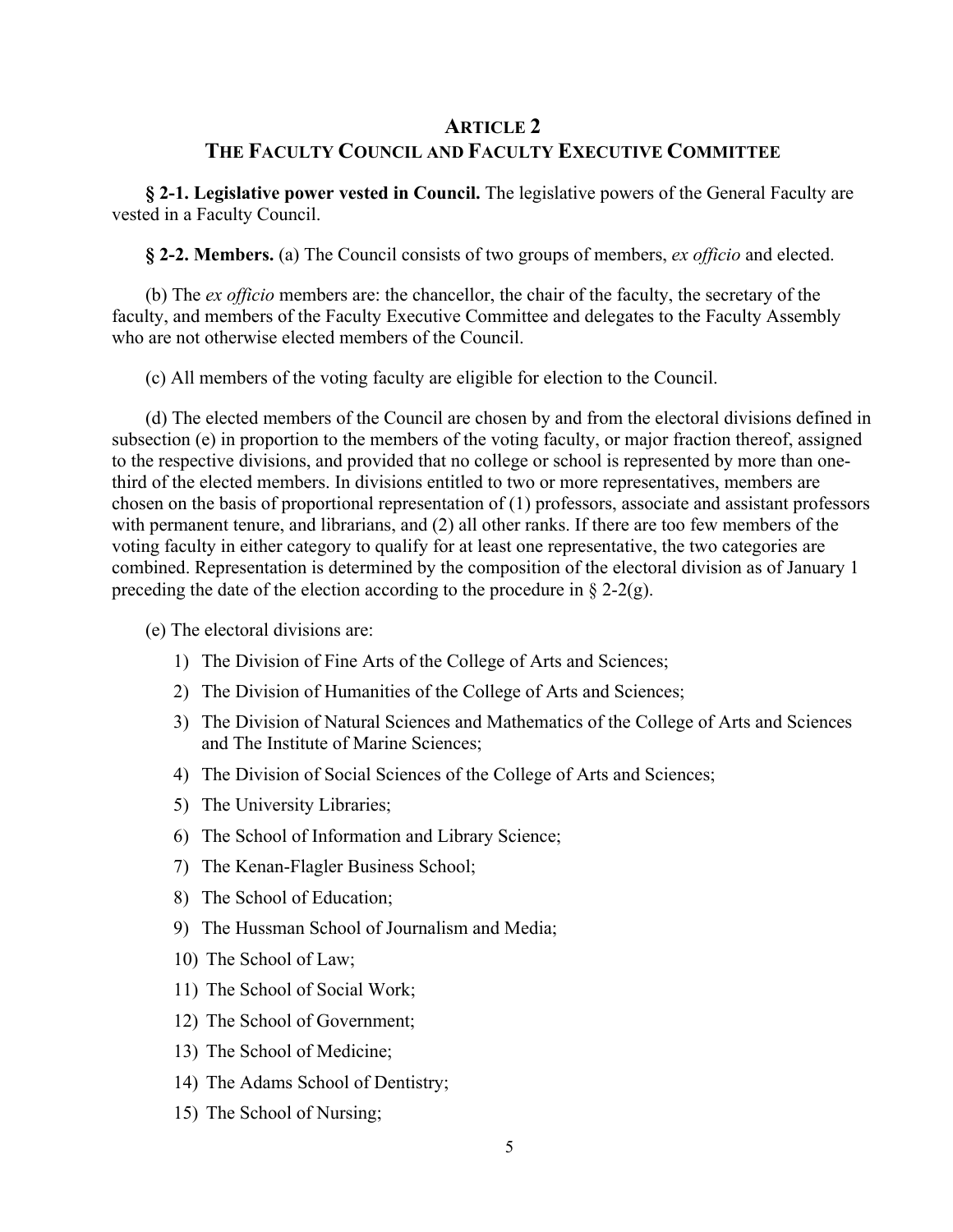## ARTICLE 2
## THE FACULTY COUNCIL AND FACULTY EXECUTIVE COMMITTEE

**§ 2-1. Legislative power vested in Council.** The legislative powers of the General Faculty are vested in a Faculty Council.

**§ 2-2. Members.** (a) The Council consists of two groups of members, *ex officio* and elected.

(b) The *ex officio* members are: the chancellor, the chair of the faculty, the secretary of the faculty, and members of the Faculty Executive Committee and delegates to the Faculty Assembly who are not otherwise elected members of the Council.

(c) All members of the voting faculty are eligible for election to the Council.

(d) The elected members of the Council are chosen by and from the electoral divisions defined in subsection (e) in proportion to the members of the voting faculty, or major fraction thereof, assigned to the respective divisions, and provided that no college or school is represented by more than one-third of the elected members. In divisions entitled to two or more representatives, members are chosen on the basis of proportional representation of (1) professors, associate and assistant professors with permanent tenure, and librarians, and (2) all other ranks. If there are too few members of the voting faculty in either category to qualify for at least one representative, the two categories are combined. Representation is determined by the composition of the electoral division as of January 1 preceding the date of the election according to the procedure in § 2-2(g).

(e) The electoral divisions are:

1) The Division of Fine Arts of the College of Arts and Sciences;
2) The Division of Humanities of the College of Arts and Sciences;
3) The Division of Natural Sciences and Mathematics of the College of Arts and Sciences and The Institute of Marine Sciences;
4) The Division of Social Sciences of the College of Arts and Sciences;
5) The University Libraries;
6) The School of Information and Library Science;
7) The Kenan-Flagler Business School;
8) The School of Education;
9) The Hussman School of Journalism and Media;
10) The School of Law;
11) The School of Social Work;
12) The School of Government;
13) The School of Medicine;
14) The Adams School of Dentistry;
15) The School of Nursing;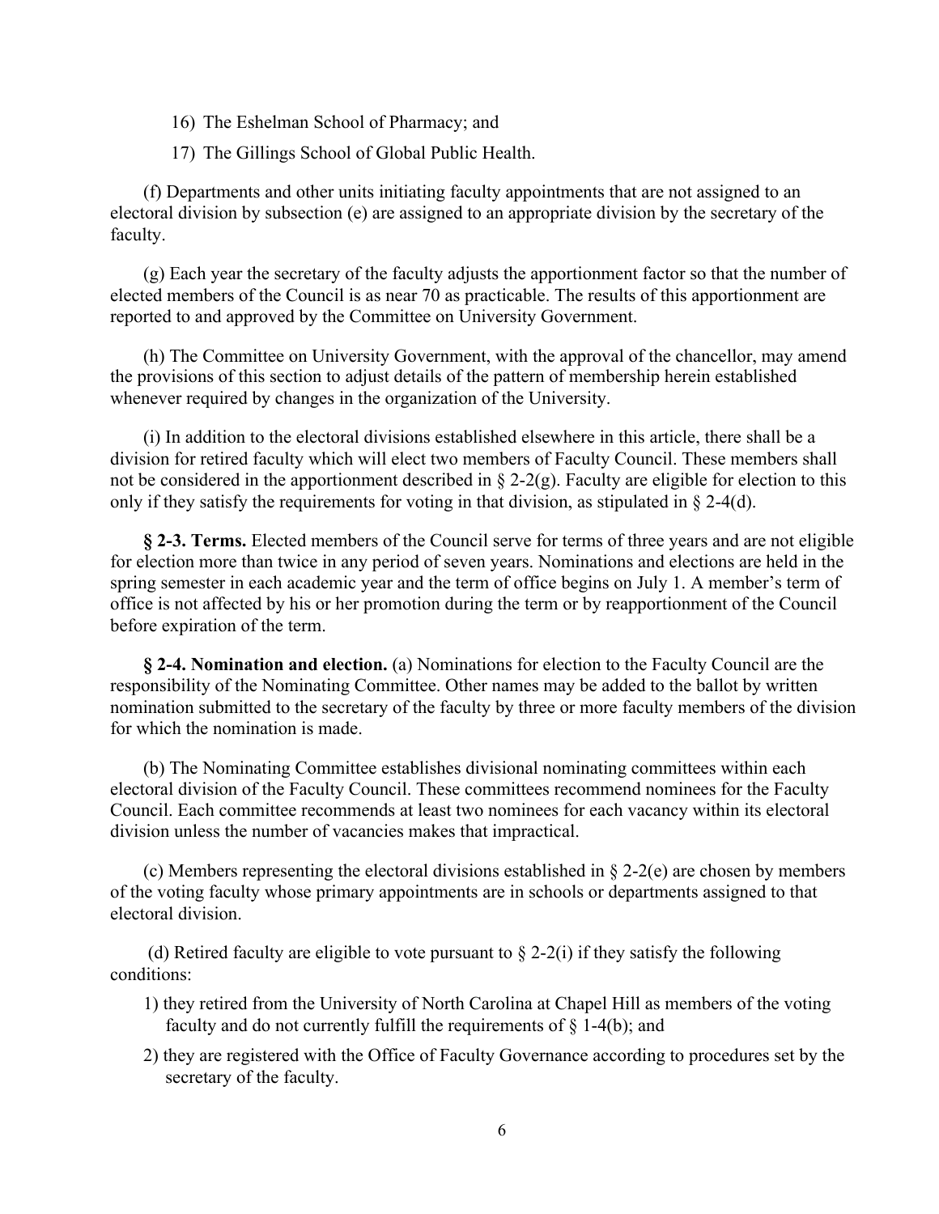16) The Eshelman School of Pharmacy; and

17) The Gillings School of Global Public Health.

(f) Departments and other units initiating faculty appointments that are not assigned to an electoral division by subsection (e) are assigned to an appropriate division by the secretary of the faculty.

(g) Each year the secretary of the faculty adjusts the apportionment factor so that the number of elected members of the Council is as near 70 as practicable. The results of this apportionment are reported to and approved by the Committee on University Government.

(h) The Committee on University Government, with the approval of the chancellor, may amend the provisions of this section to adjust details of the pattern of membership herein established whenever required by changes in the organization of the University.

(i) In addition to the electoral divisions established elsewhere in this article, there shall be a division for retired faculty which will elect two members of Faculty Council. These members shall not be considered in the apportionment described in § 2-2(g). Faculty are eligible for election to this only if they satisfy the requirements for voting in that division, as stipulated in § 2-4(d).

**§ 2-3. Terms.** Elected members of the Council serve for terms of three years and are not eligible for election more than twice in any period of seven years. Nominations and elections are held in the spring semester in each academic year and the term of office begins on July 1. A member's term of office is not affected by his or her promotion during the term or by reapportionment of the Council before expiration of the term.

**§ 2-4. Nomination and election.** (a) Nominations for election to the Faculty Council are the responsibility of the Nominating Committee. Other names may be added to the ballot by written nomination submitted to the secretary of the faculty by three or more faculty members of the division for which the nomination is made.

(b) The Nominating Committee establishes divisional nominating committees within each electoral division of the Faculty Council. These committees recommend nominees for the Faculty Council. Each committee recommends at least two nominees for each vacancy within its electoral division unless the number of vacancies makes that impractical.

(c) Members representing the electoral divisions established in § 2-2(e) are chosen by members of the voting faculty whose primary appointments are in schools or departments assigned to that electoral division.

(d) Retired faculty are eligible to vote pursuant to § 2-2(i) if they satisfy the following conditions:

1) they retired from the University of North Carolina at Chapel Hill as members of the voting faculty and do not currently fulfill the requirements of § 1-4(b); and

2) they are registered with the Office of Faculty Governance according to procedures set by the secretary of the faculty.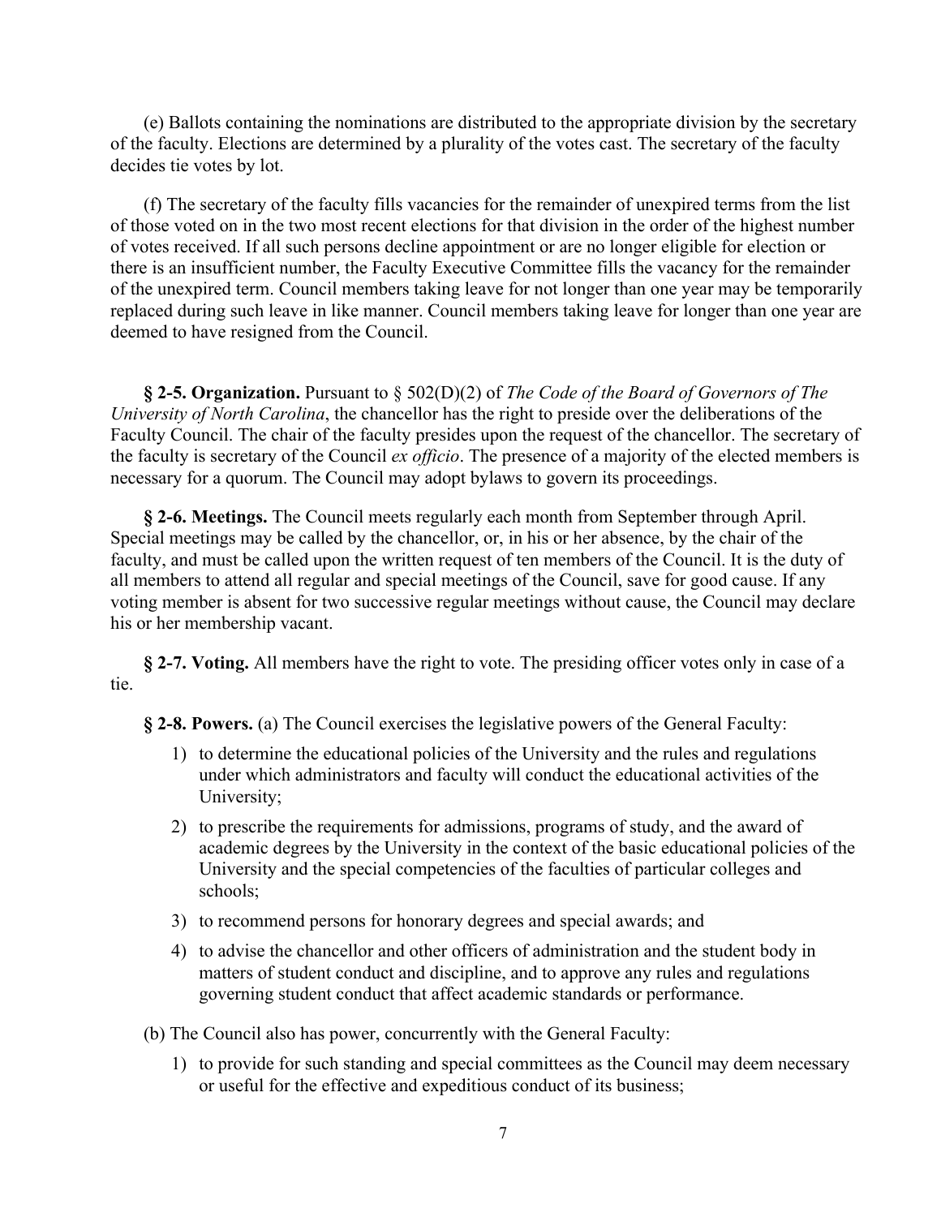(e) Ballots containing the nominations are distributed to the appropriate division by the secretary of the faculty. Elections are determined by a plurality of the votes cast. The secretary of the faculty decides tie votes by lot.

(f) The secretary of the faculty fills vacancies for the remainder of unexpired terms from the list of those voted on in the two most recent elections for that division in the order of the highest number of votes received. If all such persons decline appointment or are no longer eligible for election or there is an insufficient number, the Faculty Executive Committee fills the vacancy for the remainder of the unexpired term. Council members taking leave for not longer than one year may be temporarily replaced during such leave in like manner. Council members taking leave for longer than one year are deemed to have resigned from the Council.

**§ 2-5. Organization.** Pursuant to § 502(D)(2) of *The Code of the Board of Governors of The University of North Carolina*, the chancellor has the right to preside over the deliberations of the Faculty Council. The chair of the faculty presides upon the request of the chancellor. The secretary of the faculty is secretary of the Council *ex officio*. The presence of a majority of the elected members is necessary for a quorum. The Council may adopt bylaws to govern its proceedings.

**§ 2-6. Meetings.** The Council meets regularly each month from September through April. Special meetings may be called by the chancellor, or, in his or her absence, by the chair of the faculty, and must be called upon the written request of ten members of the Council. It is the duty of all members to attend all regular and special meetings of the Council, save for good cause. If any voting member is absent for two successive regular meetings without cause, the Council may declare his or her membership vacant.

**§ 2-7. Voting.** All members have the right to vote. The presiding officer votes only in case of a tie.

**§ 2-8. Powers.** (a) The Council exercises the legislative powers of the General Faculty:

1) to determine the educational policies of the University and the rules and regulations under which administrators and faculty will conduct the educational activities of the University;
2) to prescribe the requirements for admissions, programs of study, and the award of academic degrees by the University in the context of the basic educational policies of the University and the special competencies of the faculties of particular colleges and schools;
3) to recommend persons for honorary degrees and special awards; and
4) to advise the chancellor and other officers of administration and the student body in matters of student conduct and discipline, and to approve any rules and regulations governing student conduct that affect academic standards or performance.

(b) The Council also has power, concurrently with the General Faculty:

1) to provide for such standing and special committees as the Council may deem necessary or useful for the effective and expeditious conduct of its business;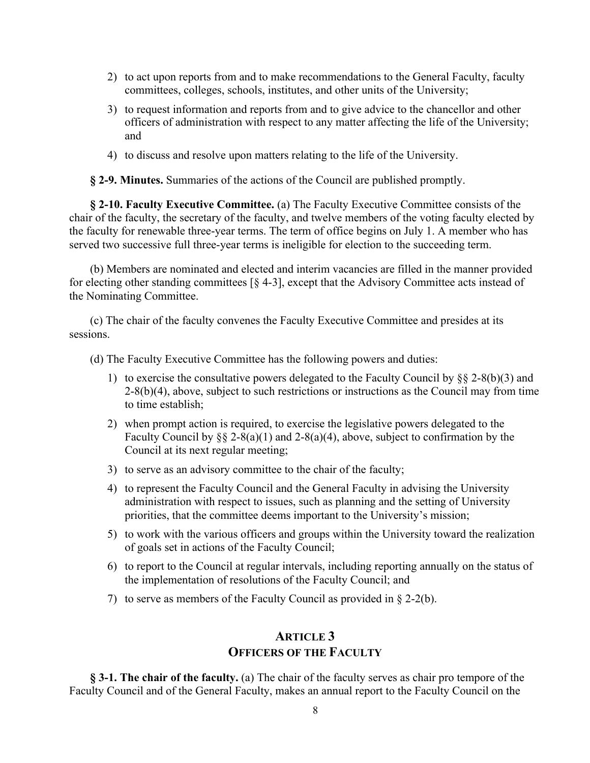2) to act upon reports from and to make recommendations to the General Faculty, faculty committees, colleges, schools, institutes, and other units of the University;
3) to request information and reports from and to give advice to the chancellor and other officers of administration with respect to any matter affecting the life of the University; and
4) to discuss and resolve upon matters relating to the life of the University.

**§ 2-9. Minutes.** Summaries of the actions of the Council are published promptly.

**§ 2-10. Faculty Executive Committee.** (a) The Faculty Executive Committee consists of the chair of the faculty, the secretary of the faculty, and twelve members of the voting faculty elected by the faculty for renewable three-year terms. The term of office begins on July 1. A member who has served two successive full three-year terms is ineligible for election to the succeeding term.

(b) Members are nominated and elected and interim vacancies are filled in the manner provided for electing other standing committees [§ 4-3], except that the Advisory Committee acts instead of the Nominating Committee.

(c) The chair of the faculty convenes the Faculty Executive Committee and presides at its sessions.

(d) The Faculty Executive Committee has the following powers and duties:

1) to exercise the consultative powers delegated to the Faculty Council by §§ 2-8(b)(3) and 2-8(b)(4), above, subject to such restrictions or instructions as the Council may from time to time establish;
2) when prompt action is required, to exercise the legislative powers delegated to the Faculty Council by §§ 2-8(a)(1) and 2-8(a)(4), above, subject to confirmation by the Council at its next regular meeting;
3) to serve as an advisory committee to the chair of the faculty;
4) to represent the Faculty Council and the General Faculty in advising the University administration with respect to issues, such as planning and the setting of University priorities, that the committee deems important to the University's mission;
5) to work with the various officers and groups within the University toward the realization of goals set in actions of the Faculty Council;
6) to report to the Council at regular intervals, including reporting annually on the status of the implementation of resolutions of the Faculty Council; and
7) to serve as members of the Faculty Council as provided in § 2-2(b).

## ARTICLE 3
## OFFICERS OF THE FACULTY

**§ 3-1. The chair of the faculty.** (a) The chair of the faculty serves as chair pro tempore of the Faculty Council and of the General Faculty, makes an annual report to the Faculty Council on the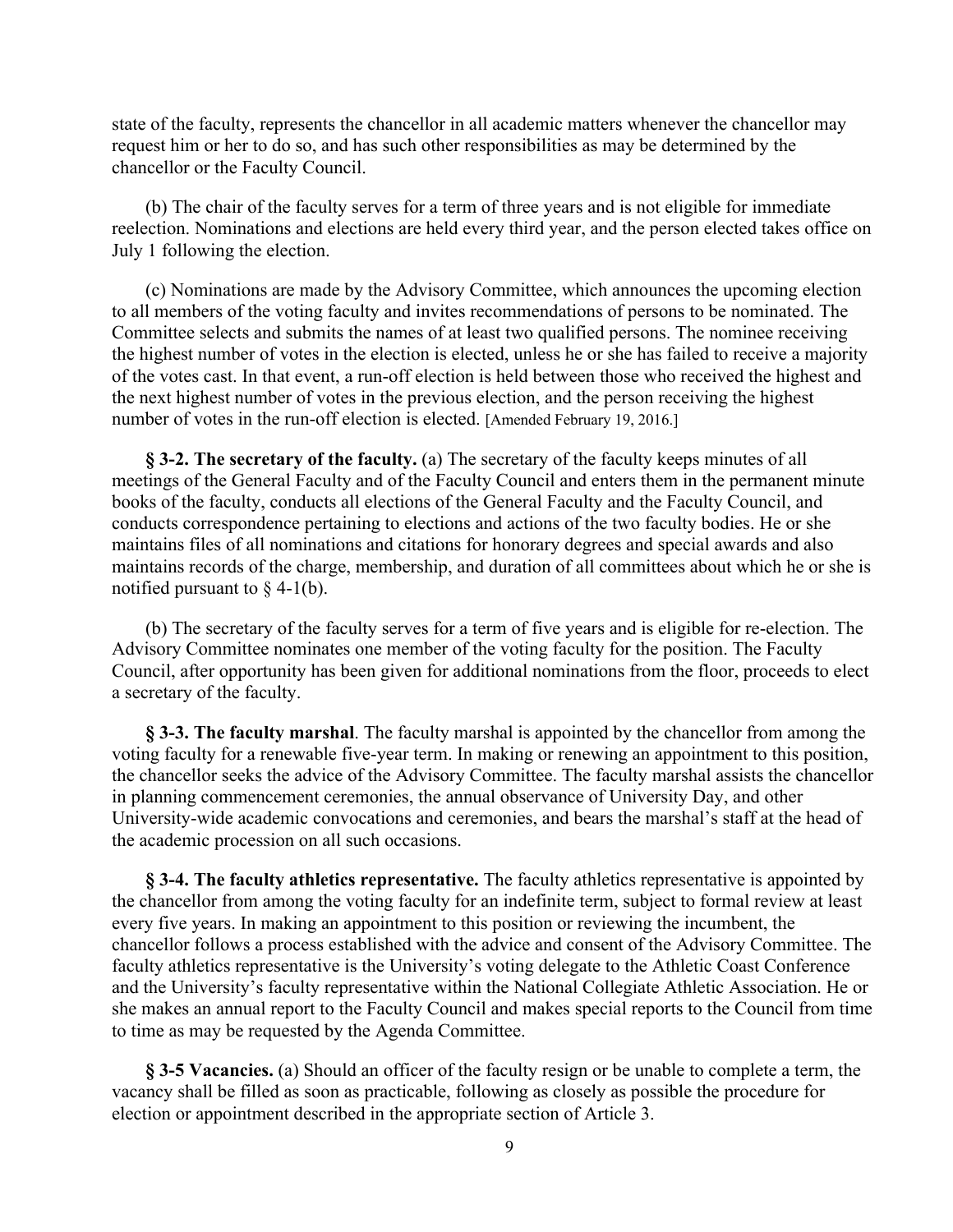state of the faculty, represents the chancellor in all academic matters whenever the chancellor may request him or her to do so, and has such other responsibilities as may be determined by the chancellor or the Faculty Council.

(b) The chair of the faculty serves for a term of three years and is not eligible for immediate reelection. Nominations and elections are held every third year, and the person elected takes office on July 1 following the election.

(c) Nominations are made by the Advisory Committee, which announces the upcoming election to all members of the voting faculty and invites recommendations of persons to be nominated. The Committee selects and submits the names of at least two qualified persons. The nominee receiving the highest number of votes in the election is elected, unless he or she has failed to receive a majority of the votes cast. In that event, a run-off election is held between those who received the highest and the next highest number of votes in the previous election, and the person receiving the highest number of votes in the run-off election is elected. [Amended February 19, 2016.]

**§ 3-2. The secretary of the faculty.** (a) The secretary of the faculty keeps minutes of all meetings of the General Faculty and of the Faculty Council and enters them in the permanent minute books of the faculty, conducts all elections of the General Faculty and the Faculty Council, and conducts correspondence pertaining to elections and actions of the two faculty bodies. He or she maintains files of all nominations and citations for honorary degrees and special awards and also maintains records of the charge, membership, and duration of all committees about which he or she is notified pursuant to § 4-1(b).

(b) The secretary of the faculty serves for a term of five years and is eligible for re-election. The Advisory Committee nominates one member of the voting faculty for the position. The Faculty Council, after opportunity has been given for additional nominations from the floor, proceeds to elect a secretary of the faculty.

**§ 3-3. The faculty marshal**. The faculty marshal is appointed by the chancellor from among the voting faculty for a renewable five-year term. In making or renewing an appointment to this position, the chancellor seeks the advice of the Advisory Committee. The faculty marshal assists the chancellor in planning commencement ceremonies, the annual observance of University Day, and other University-wide academic convocations and ceremonies, and bears the marshal's staff at the head of the academic procession on all such occasions.

**§ 3-4. The faculty athletics representative.** The faculty athletics representative is appointed by the chancellor from among the voting faculty for an indefinite term, subject to formal review at least every five years. In making an appointment to this position or reviewing the incumbent, the chancellor follows a process established with the advice and consent of the Advisory Committee. The faculty athletics representative is the University's voting delegate to the Athletic Coast Conference and the University's faculty representative within the National Collegiate Athletic Association. He or she makes an annual report to the Faculty Council and makes special reports to the Council from time to time as may be requested by the Agenda Committee.

**§ 3-5 Vacancies.** (a) Should an officer of the faculty resign or be unable to complete a term, the vacancy shall be filled as soon as practicable, following as closely as possible the procedure for election or appointment described in the appropriate section of Article 3.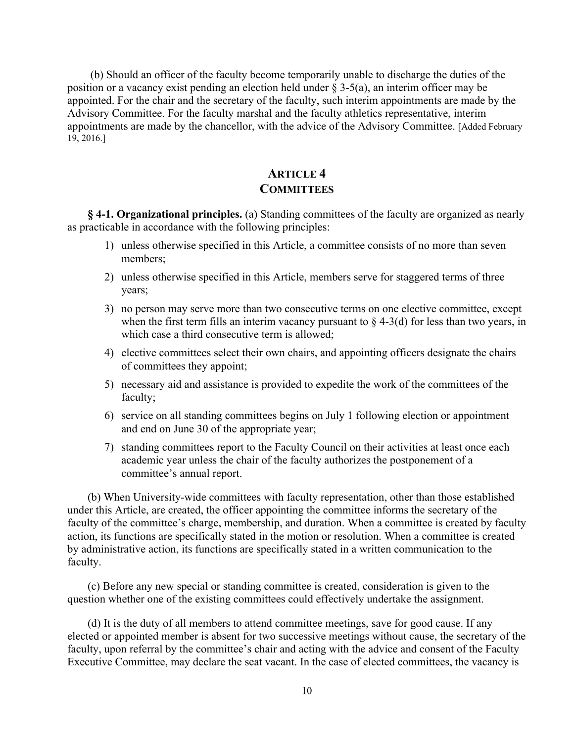(b) Should an officer of the faculty become temporarily unable to discharge the duties of the position or a vacancy exist pending an election held under § 3-5(a), an interim officer may be appointed. For the chair and the secretary of the faculty, such interim appointments are made by the Advisory Committee. For the faculty marshal and the faculty athletics representative, interim appointments are made by the chancellor, with the advice of the Advisory Committee. [Added February 19, 2016.]

## ARTICLE 4
## COMMITTEES

**§ 4-1. Organizational principles.** (a) Standing committees of the faculty are organized as nearly as practicable in accordance with the following principles:

1) unless otherwise specified in this Article, a committee consists of no more than seven members;
2) unless otherwise specified in this Article, members serve for staggered terms of three years;
3) no person may serve more than two consecutive terms on one elective committee, except when the first term fills an interim vacancy pursuant to § 4-3(d) for less than two years, in which case a third consecutive term is allowed;
4) elective committees select their own chairs, and appointing officers designate the chairs of committees they appoint;
5) necessary aid and assistance is provided to expedite the work of the committees of the faculty;
6) service on all standing committees begins on July 1 following election or appointment and end on June 30 of the appropriate year;
7) standing committees report to the Faculty Council on their activities at least once each academic year unless the chair of the faculty authorizes the postponement of a committee's annual report.

(b) When University-wide committees with faculty representation, other than those established under this Article, are created, the officer appointing the committee informs the secretary of the faculty of the committee's charge, membership, and duration. When a committee is created by faculty action, its functions are specifically stated in the motion or resolution. When a committee is created by administrative action, its functions are specifically stated in a written communication to the faculty.

(c) Before any new special or standing committee is created, consideration is given to the question whether one of the existing committees could effectively undertake the assignment.

(d) It is the duty of all members to attend committee meetings, save for good cause. If any elected or appointed member is absent for two successive meetings without cause, the secretary of the faculty, upon referral by the committee's chair and acting with the advice and consent of the Faculty Executive Committee, may declare the seat vacant. In the case of elected committees, the vacancy is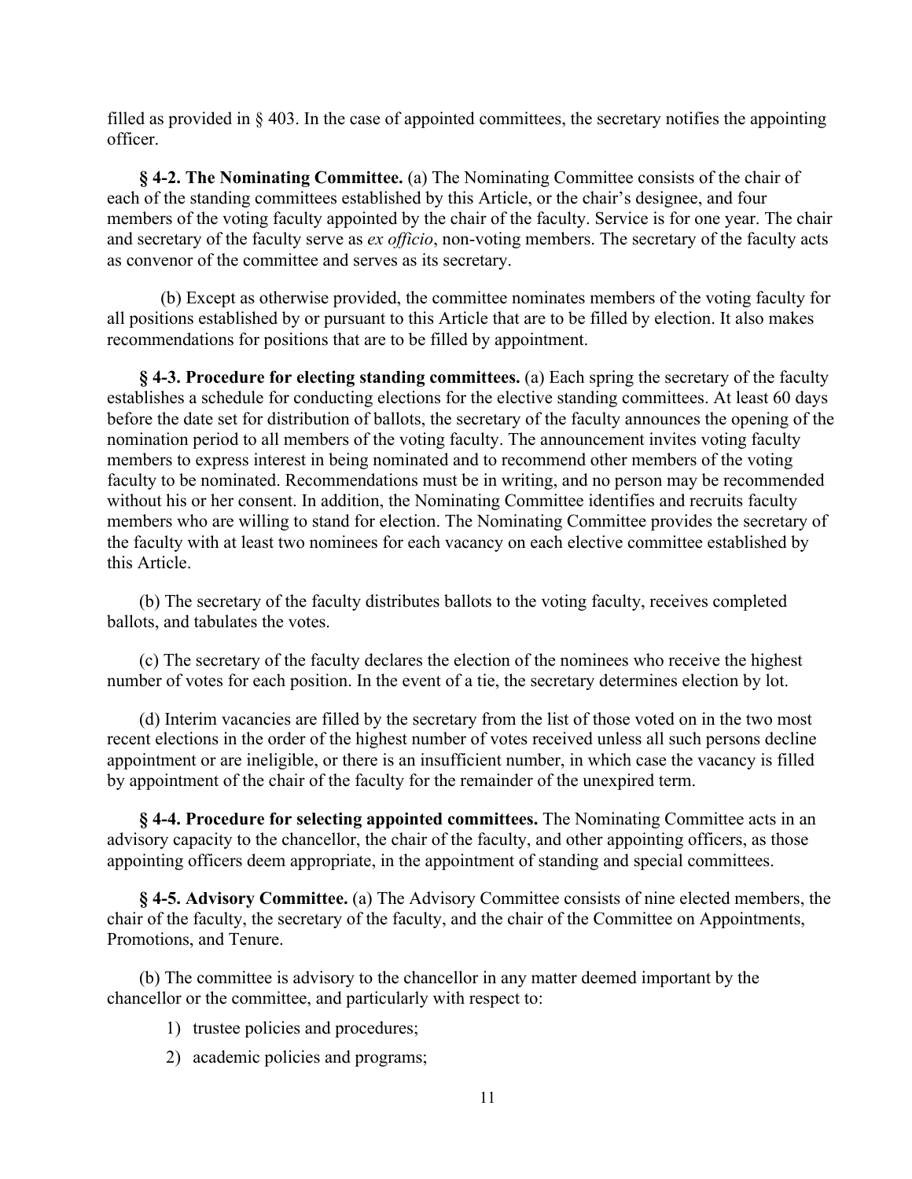filled as provided in § 403. In the case of appointed committees, the secretary notifies the appointing officer.

**§ 4-2. The Nominating Committee.** (a) The Nominating Committee consists of the chair of each of the standing committees established by this Article, or the chair's designee, and four members of the voting faculty appointed by the chair of the faculty. Service is for one year. The chair and secretary of the faculty serve as *ex officio*, non-voting members. The secretary of the faculty acts as convenor of the committee and serves as its secretary.

(b) Except as otherwise provided, the committee nominates members of the voting faculty for all positions established by or pursuant to this Article that are to be filled by election. It also makes recommendations for positions that are to be filled by appointment.

**§ 4-3. Procedure for electing standing committees.** (a) Each spring the secretary of the faculty establishes a schedule for conducting elections for the elective standing committees. At least 60 days before the date set for distribution of ballots, the secretary of the faculty announces the opening of the nomination period to all members of the voting faculty. The announcement invites voting faculty members to express interest in being nominated and to recommend other members of the voting faculty to be nominated. Recommendations must be in writing, and no person may be recommended without his or her consent. In addition, the Nominating Committee identifies and recruits faculty members who are willing to stand for election. The Nominating Committee provides the secretary of the faculty with at least two nominees for each vacancy on each elective committee established by this Article.

(b) The secretary of the faculty distributes ballots to the voting faculty, receives completed ballots, and tabulates the votes.

(c) The secretary of the faculty declares the election of the nominees who receive the highest number of votes for each position. In the event of a tie, the secretary determines election by lot.

(d) Interim vacancies are filled by the secretary from the list of those voted on in the two most recent elections in the order of the highest number of votes received unless all such persons decline appointment or are ineligible, or there is an insufficient number, in which case the vacancy is filled by appointment of the chair of the faculty for the remainder of the unexpired term.

**§ 4-4. Procedure for selecting appointed committees.** The Nominating Committee acts in an advisory capacity to the chancellor, the chair of the faculty, and other appointing officers, as those appointing officers deem appropriate, in the appointment of standing and special committees.

**§ 4-5. Advisory Committee.** (a) The Advisory Committee consists of nine elected members, the chair of the faculty, the secretary of the faculty, and the chair of the Committee on Appointments, Promotions, and Tenure.

(b) The committee is advisory to the chancellor in any matter deemed important by the chancellor or the committee, and particularly with respect to:

1) trustee policies and procedures;
2) academic policies and programs;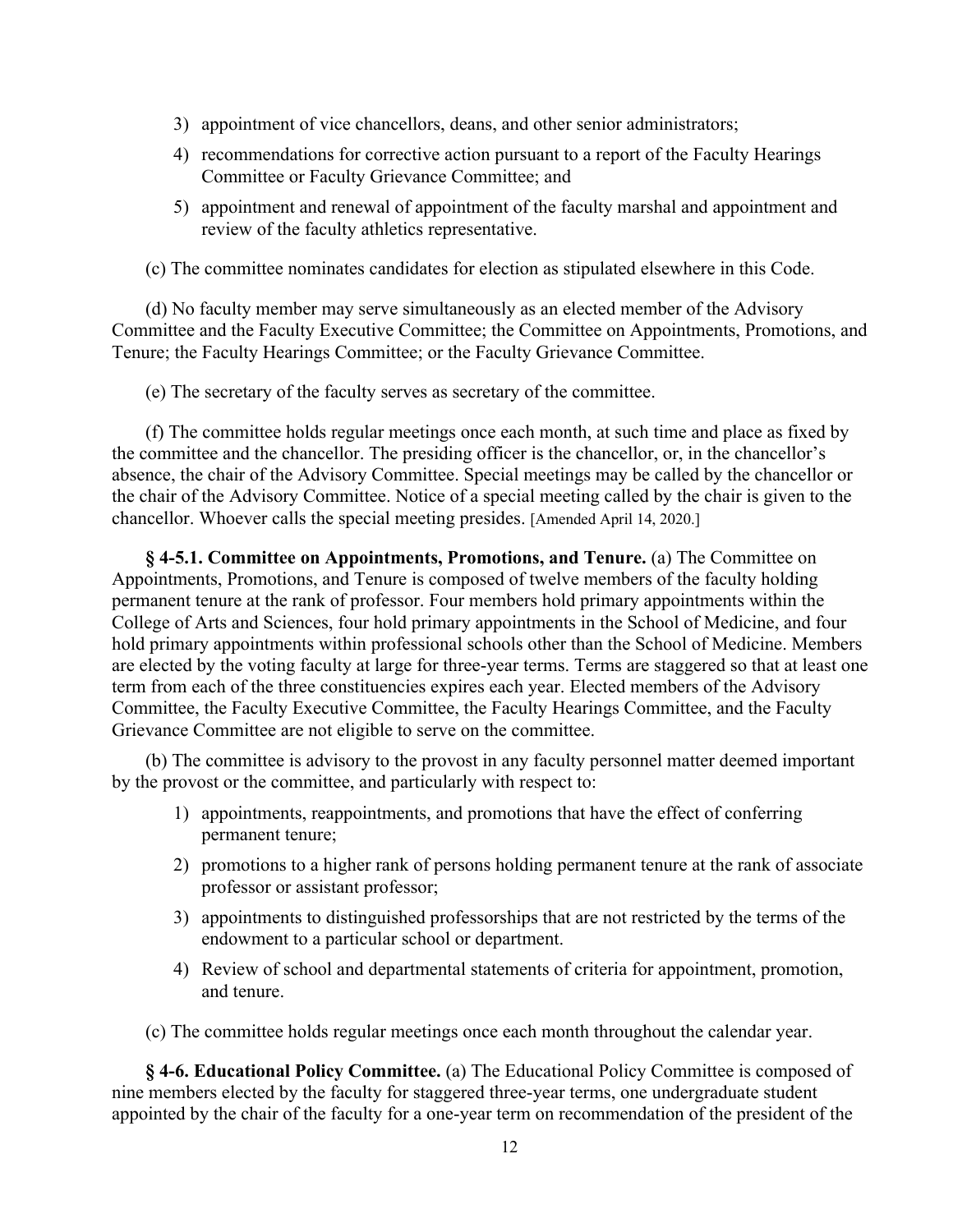3) appointment of vice chancellors, deans, and other senior administrators;
4) recommendations for corrective action pursuant to a report of the Faculty Hearings Committee or Faculty Grievance Committee; and
5) appointment and renewal of appointment of the faculty marshal and appointment and review of the faculty athletics representative.

(c) The committee nominates candidates for election as stipulated elsewhere in this Code.

(d) No faculty member may serve simultaneously as an elected member of the Advisory Committee and the Faculty Executive Committee; the Committee on Appointments, Promotions, and Tenure; the Faculty Hearings Committee; or the Faculty Grievance Committee.

(e) The secretary of the faculty serves as secretary of the committee.

(f) The committee holds regular meetings once each month, at such time and place as fixed by the committee and the chancellor. The presiding officer is the chancellor, or, in the chancellor's absence, the chair of the Advisory Committee. Special meetings may be called by the chancellor or the chair of the Advisory Committee. Notice of a special meeting called by the chair is given to the chancellor. Whoever calls the special meeting presides. [Amended April 14, 2020.]

**§ 4-5.1. Committee on Appointments, Promotions, and Tenure.** (a) The Committee on Appointments, Promotions, and Tenure is composed of twelve members of the faculty holding permanent tenure at the rank of professor. Four members hold primary appointments within the College of Arts and Sciences, four hold primary appointments in the School of Medicine, and four hold primary appointments within professional schools other than the School of Medicine. Members are elected by the voting faculty at large for three-year terms. Terms are staggered so that at least one term from each of the three constituencies expires each year. Elected members of the Advisory Committee, the Faculty Executive Committee, the Faculty Hearings Committee, and the Faculty Grievance Committee are not eligible to serve on the committee.

(b) The committee is advisory to the provost in any faculty personnel matter deemed important by the provost or the committee, and particularly with respect to:

1) appointments, reappointments, and promotions that have the effect of conferring permanent tenure;
2) promotions to a higher rank of persons holding permanent tenure at the rank of associate professor or assistant professor;
3) appointments to distinguished professorships that are not restricted by the terms of the endowment to a particular school or department.
4) Review of school and departmental statements of criteria for appointment, promotion, and tenure.

(c) The committee holds regular meetings once each month throughout the calendar year.

**§ 4-6. Educational Policy Committee.** (a) The Educational Policy Committee is composed of nine members elected by the faculty for staggered three-year terms, one undergraduate student appointed by the chair of the faculty for a one-year term on recommendation of the president of the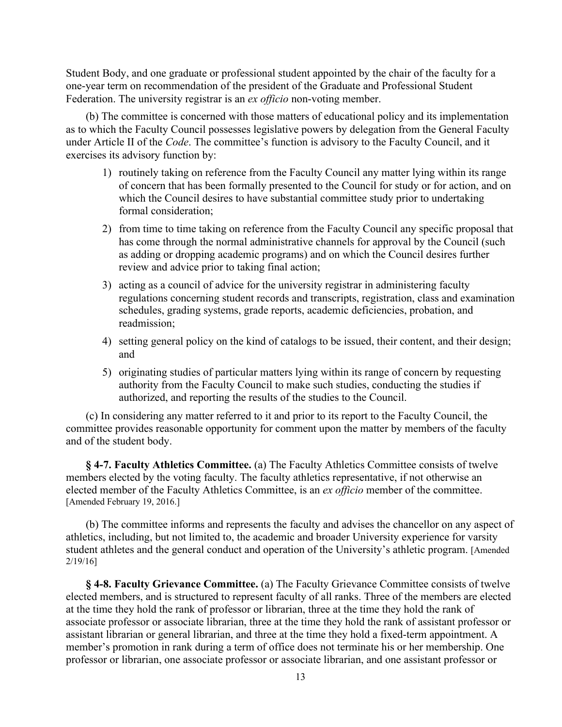Student Body, and one graduate or professional student appointed by the chair of the faculty for a one-year term on recommendation of the president of the Graduate and Professional Student Federation. The university registrar is an *ex officio* non-voting member.

(b) The committee is concerned with those matters of educational policy and its implementation as to which the Faculty Council possesses legislative powers by delegation from the General Faculty under Article II of the *Code*. The committee's function is advisory to the Faculty Council, and it exercises its advisory function by:

1) routinely taking on reference from the Faculty Council any matter lying within its range of concern that has been formally presented to the Council for study or for action, and on which the Council desires to have substantial committee study prior to undertaking formal consideration;
2) from time to time taking on reference from the Faculty Council any specific proposal that has come through the normal administrative channels for approval by the Council (such as adding or dropping academic programs) and on which the Council desires further review and advice prior to taking final action;
3) acting as a council of advice for the university registrar in administering faculty regulations concerning student records and transcripts, registration, class and examination schedules, grading systems, grade reports, academic deficiencies, probation, and readmission;
4) setting general policy on the kind of catalogs to be issued, their content, and their design; and
5) originating studies of particular matters lying within its range of concern by requesting authority from the Faculty Council to make such studies, conducting the studies if authorized, and reporting the results of the studies to the Council.

(c) In considering any matter referred to it and prior to its report to the Faculty Council, the committee provides reasonable opportunity for comment upon the matter by members of the faculty and of the student body.

**§ 4-7. Faculty Athletics Committee.** (a) The Faculty Athletics Committee consists of twelve members elected by the voting faculty. The faculty athletics representative, if not otherwise an elected member of the Faculty Athletics Committee, is an *ex officio* member of the committee. [Amended February 19, 2016.]

(b) The committee informs and represents the faculty and advises the chancellor on any aspect of athletics, including, but not limited to, the academic and broader University experience for varsity student athletes and the general conduct and operation of the University's athletic program. [Amended 2/19/16]

**§ 4-8. Faculty Grievance Committee.** (a) The Faculty Grievance Committee consists of twelve elected members, and is structured to represent faculty of all ranks. Three of the members are elected at the time they hold the rank of professor or librarian, three at the time they hold the rank of associate professor or associate librarian, three at the time they hold the rank of assistant professor or assistant librarian or general librarian, and three at the time they hold a fixed-term appointment. A member's promotion in rank during a term of office does not terminate his or her membership. One professor or librarian, one associate professor or associate librarian, and one assistant professor or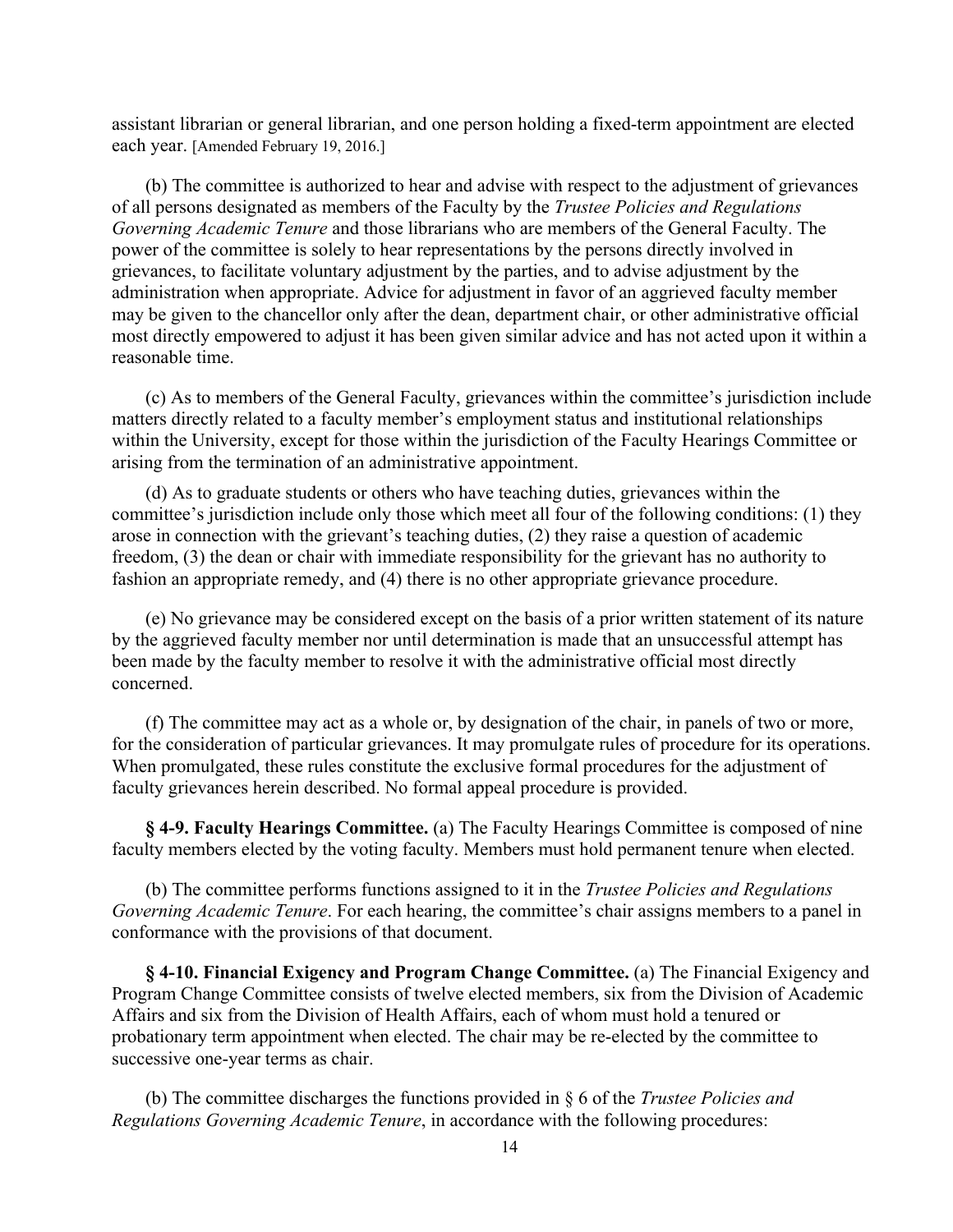assistant librarian or general librarian, and one person holding a fixed-term appointment are elected each year. [Amended February 19, 2016.]

(b) The committee is authorized to hear and advise with respect to the adjustment of grievances of all persons designated as members of the Faculty by the *Trustee Policies and Regulations Governing Academic Tenure* and those librarians who are members of the General Faculty. The power of the committee is solely to hear representations by the persons directly involved in grievances, to facilitate voluntary adjustment by the parties, and to advise adjustment by the administration when appropriate. Advice for adjustment in favor of an aggrieved faculty member may be given to the chancellor only after the dean, department chair, or other administrative official most directly empowered to adjust it has been given similar advice and has not acted upon it within a reasonable time.

(c) As to members of the General Faculty, grievances within the committee's jurisdiction include matters directly related to a faculty member's employment status and institutional relationships within the University, except for those within the jurisdiction of the Faculty Hearings Committee or arising from the termination of an administrative appointment.

(d) As to graduate students or others who have teaching duties, grievances within the committee's jurisdiction include only those which meet all four of the following conditions: (1) they arose in connection with the grievant's teaching duties, (2) they raise a question of academic freedom, (3) the dean or chair with immediate responsibility for the grievant has no authority to fashion an appropriate remedy, and (4) there is no other appropriate grievance procedure.

(e) No grievance may be considered except on the basis of a prior written statement of its nature by the aggrieved faculty member nor until determination is made that an unsuccessful attempt has been made by the faculty member to resolve it with the administrative official most directly concerned.

(f) The committee may act as a whole or, by designation of the chair, in panels of two or more, for the consideration of particular grievances. It may promulgate rules of procedure for its operations. When promulgated, these rules constitute the exclusive formal procedures for the adjustment of faculty grievances herein described. No formal appeal procedure is provided.

**§ 4-9. Faculty Hearings Committee.** (a) The Faculty Hearings Committee is composed of nine faculty members elected by the voting faculty. Members must hold permanent tenure when elected.

(b) The committee performs functions assigned to it in the *Trustee Policies and Regulations Governing Academic Tenure*. For each hearing, the committee's chair assigns members to a panel in conformance with the provisions of that document.

**§ 4-10. Financial Exigency and Program Change Committee.** (a) The Financial Exigency and Program Change Committee consists of twelve elected members, six from the Division of Academic Affairs and six from the Division of Health Affairs, each of whom must hold a tenured or probationary term appointment when elected. The chair may be re-elected by the committee to successive one-year terms as chair.

(b) The committee discharges the functions provided in § 6 of the *Trustee Policies and Regulations Governing Academic Tenure*, in accordance with the following procedures: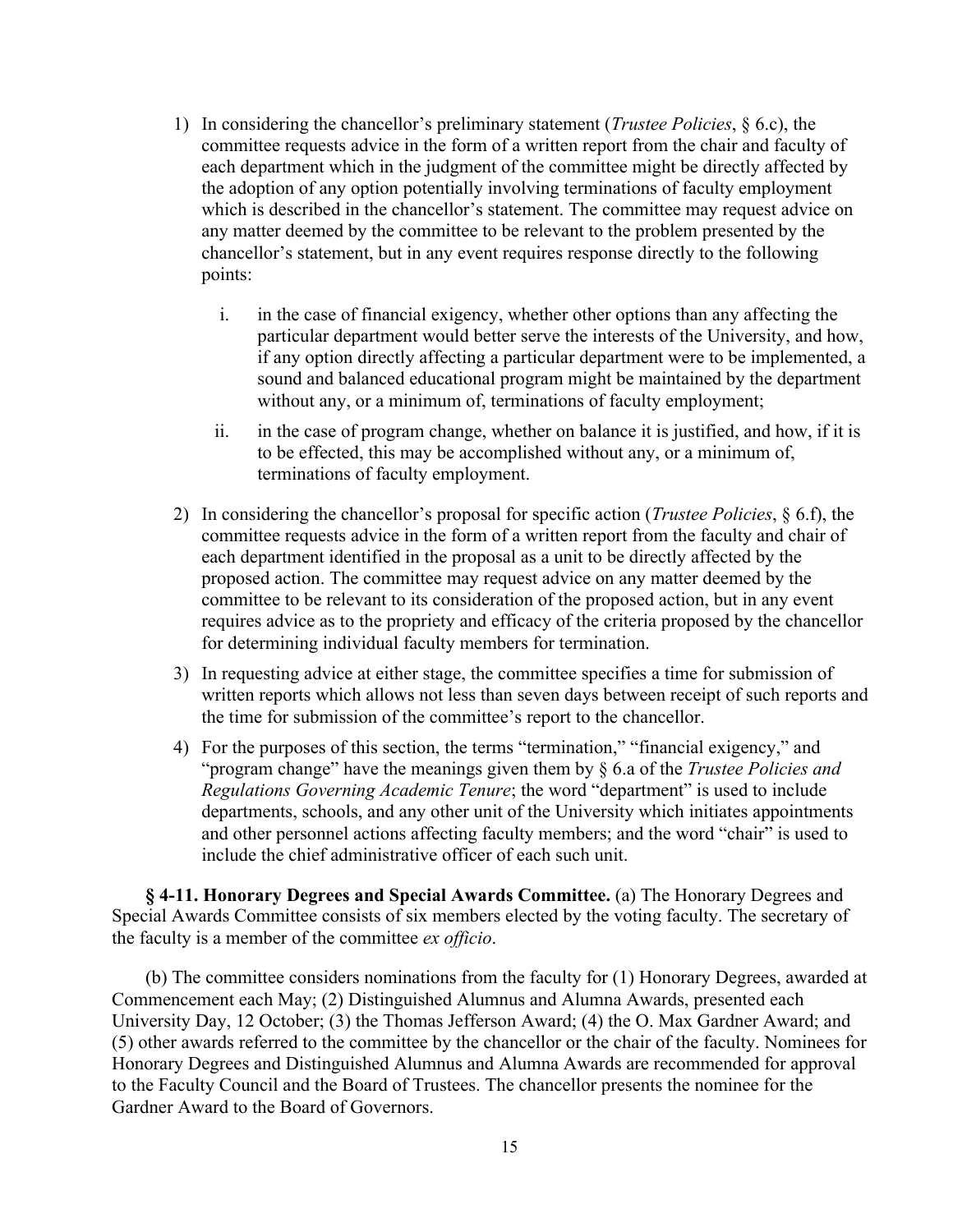1) In considering the chancellor's preliminary statement (*Trustee Policies*, § 6.c), the committee requests advice in the form of a written report from the chair and faculty of each department which in the judgment of the committee might be directly affected by the adoption of any option potentially involving terminations of faculty employment which is described in the chancellor's statement. The committee may request advice on any matter deemed by the committee to be relevant to the problem presented by the chancellor's statement, but in any event requires response directly to the following points:

    i. in the case of financial exigency, whether other options than any affecting the particular department would better serve the interests of the University, and how, if any option directly affecting a particular department were to be implemented, a sound and balanced educational program might be maintained by the department without any, or a minimum of, terminations of faculty employment;

    ii. in the case of program change, whether on balance it is justified, and how, if it is to be effected, this may be accomplished without any, or a minimum of, terminations of faculty employment.

2) In considering the chancellor's proposal for specific action (*Trustee Policies*, § 6.f), the committee requests advice in the form of a written report from the faculty and chair of each department identified in the proposal as a unit to be directly affected by the proposed action. The committee may request advice on any matter deemed by the committee to be relevant to its consideration of the proposed action, but in any event requires advice as to the propriety and efficacy of the criteria proposed by the chancellor for determining individual faculty members for termination.

3) In requesting advice at either stage, the committee specifies a time for submission of written reports which allows not less than seven days between receipt of such reports and the time for submission of the committee's report to the chancellor.

4) For the purposes of this section, the terms "termination," "financial exigency," and "program change" have the meanings given them by § 6.a of the *Trustee Policies and Regulations Governing Academic Tenure*; the word "department" is used to include departments, schools, and any other unit of the University which initiates appointments and other personnel actions affecting faculty members; and the word "chair" is used to include the chief administrative officer of each such unit.

**§ 4-11. Honorary Degrees and Special Awards Committee.** (a) The Honorary Degrees and Special Awards Committee consists of six members elected by the voting faculty. The secretary of the faculty is a member of the committee *ex officio*.

(b) The committee considers nominations from the faculty for (1) Honorary Degrees, awarded at Commencement each May; (2) Distinguished Alumnus and Alumna Awards, presented each University Day, 12 October; (3) the Thomas Jefferson Award; (4) the O. Max Gardner Award; and (5) other awards referred to the committee by the chancellor or the chair of the faculty. Nominees for Honorary Degrees and Distinguished Alumnus and Alumna Awards are recommended for approval to the Faculty Council and the Board of Trustees. The chancellor presents the nominee for the Gardner Award to the Board of Governors.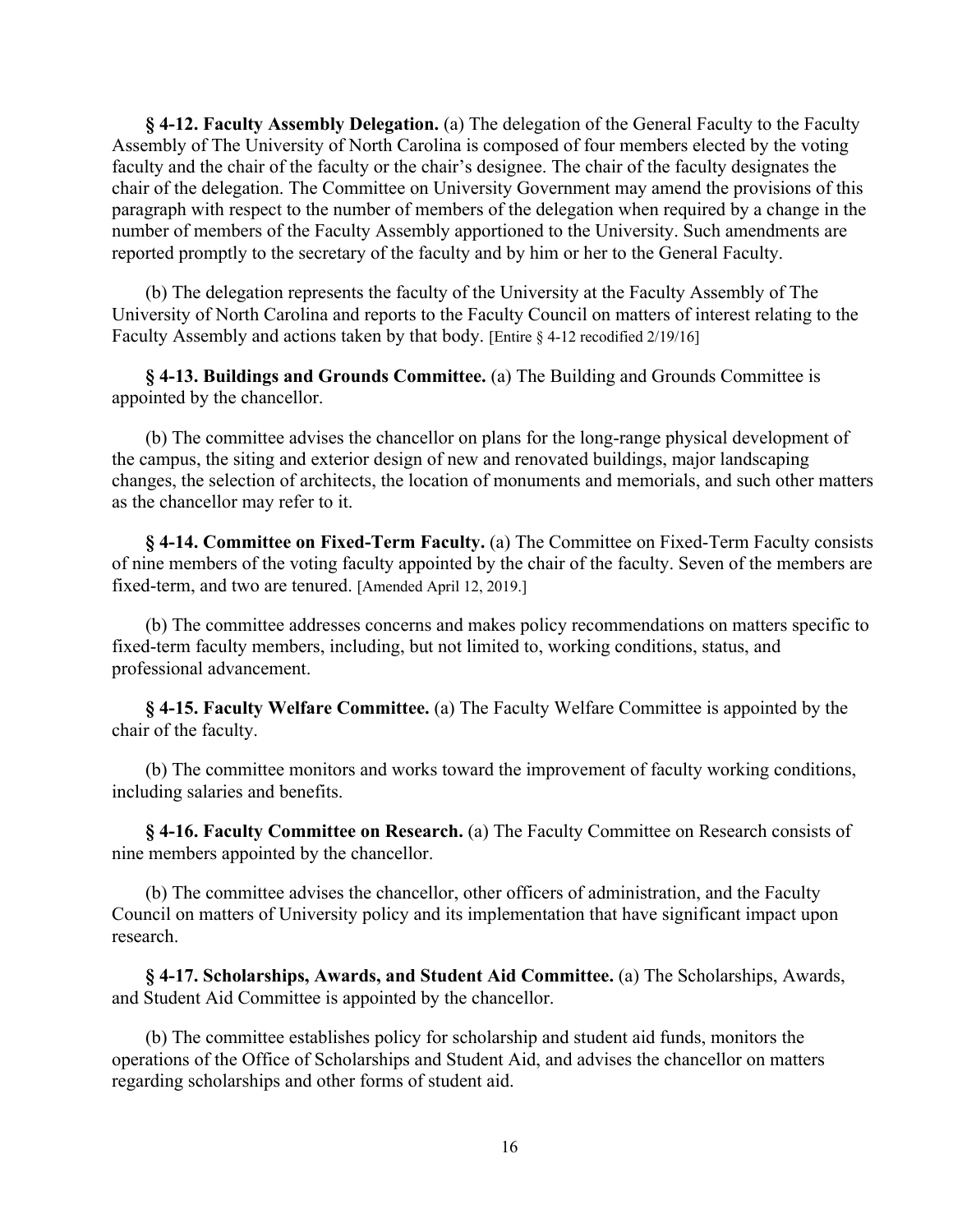**§ 4-12. Faculty Assembly Delegation.** (a) The delegation of the General Faculty to the Faculty Assembly of The University of North Carolina is composed of four members elected by the voting faculty and the chair of the faculty or the chair's designee. The chair of the faculty designates the chair of the delegation. The Committee on University Government may amend the provisions of this paragraph with respect to the number of members of the delegation when required by a change in the number of members of the Faculty Assembly apportioned to the University. Such amendments are reported promptly to the secretary of the faculty and by him or her to the General Faculty.

(b) The delegation represents the faculty of the University at the Faculty Assembly of The University of North Carolina and reports to the Faculty Council on matters of interest relating to the Faculty Assembly and actions taken by that body. [Entire § 4-12 recodified 2/19/16]

**§ 4-13. Buildings and Grounds Committee.** (a) The Building and Grounds Committee is appointed by the chancellor.

(b) The committee advises the chancellor on plans for the long-range physical development of the campus, the siting and exterior design of new and renovated buildings, major landscaping changes, the selection of architects, the location of monuments and memorials, and such other matters as the chancellor may refer to it.

**§ 4-14. Committee on Fixed-Term Faculty.** (a) The Committee on Fixed-Term Faculty consists of nine members of the voting faculty appointed by the chair of the faculty. Seven of the members are fixed-term, and two are tenured. [Amended April 12, 2019.]

(b) The committee addresses concerns and makes policy recommendations on matters specific to fixed-term faculty members, including, but not limited to, working conditions, status, and professional advancement.

**§ 4-15. Faculty Welfare Committee.** (a) The Faculty Welfare Committee is appointed by the chair of the faculty.

(b) The committee monitors and works toward the improvement of faculty working conditions, including salaries and benefits.

**§ 4-16. Faculty Committee on Research.** (a) The Faculty Committee on Research consists of nine members appointed by the chancellor.

(b) The committee advises the chancellor, other officers of administration, and the Faculty Council on matters of University policy and its implementation that have significant impact upon research.

**§ 4-17. Scholarships, Awards, and Student Aid Committee.** (a) The Scholarships, Awards, and Student Aid Committee is appointed by the chancellor.

(b) The committee establishes policy for scholarship and student aid funds, monitors the operations of the Office of Scholarships and Student Aid, and advises the chancellor on matters regarding scholarships and other forms of student aid.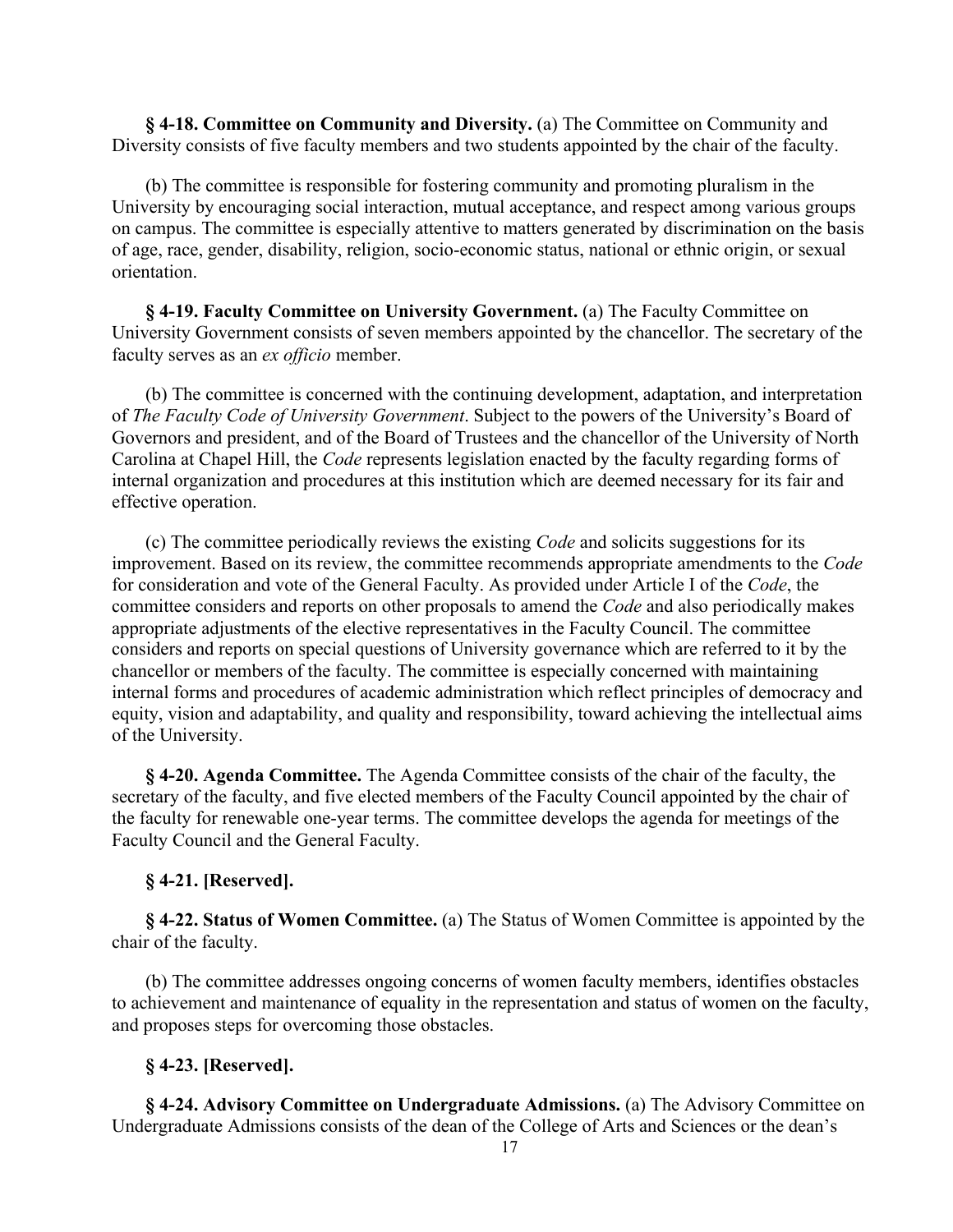**§ 4-18. Committee on Community and Diversity.** (a) The Committee on Community and Diversity consists of five faculty members and two students appointed by the chair of the faculty.

(b) The committee is responsible for fostering community and promoting pluralism in the University by encouraging social interaction, mutual acceptance, and respect among various groups on campus. The committee is especially attentive to matters generated by discrimination on the basis of age, race, gender, disability, religion, socio-economic status, national or ethnic origin, or sexual orientation.

**§ 4-19. Faculty Committee on University Government.** (a) The Faculty Committee on University Government consists of seven members appointed by the chancellor. The secretary of the faculty serves as an *ex officio* member.

(b) The committee is concerned with the continuing development, adaptation, and interpretation of *The Faculty Code of University Government*. Subject to the powers of the University's Board of Governors and president, and of the Board of Trustees and the chancellor of the University of North Carolina at Chapel Hill, the *Code* represents legislation enacted by the faculty regarding forms of internal organization and procedures at this institution which are deemed necessary for its fair and effective operation.

(c) The committee periodically reviews the existing *Code* and solicits suggestions for its improvement. Based on its review, the committee recommends appropriate amendments to the *Code* for consideration and vote of the General Faculty. As provided under Article I of the *Code*, the committee considers and reports on other proposals to amend the *Code* and also periodically makes appropriate adjustments of the elective representatives in the Faculty Council. The committee considers and reports on special questions of University governance which are referred to it by the chancellor or members of the faculty. The committee is especially concerned with maintaining internal forms and procedures of academic administration which reflect principles of democracy and equity, vision and adaptability, and quality and responsibility, toward achieving the intellectual aims of the University.

**§ 4-20. Agenda Committee.** The Agenda Committee consists of the chair of the faculty, the secretary of the faculty, and five elected members of the Faculty Council appointed by the chair of the faculty for renewable one-year terms. The committee develops the agenda for meetings of the Faculty Council and the General Faculty.

**§ 4-21. [Reserved].**

**§ 4-22. Status of Women Committee.** (a) The Status of Women Committee is appointed by the chair of the faculty.

(b) The committee addresses ongoing concerns of women faculty members, identifies obstacles to achievement and maintenance of equality in the representation and status of women on the faculty, and proposes steps for overcoming those obstacles.

**§ 4-23. [Reserved].**

**§ 4-24. Advisory Committee on Undergraduate Admissions.** (a) The Advisory Committee on Undergraduate Admissions consists of the dean of the College of Arts and Sciences or the dean's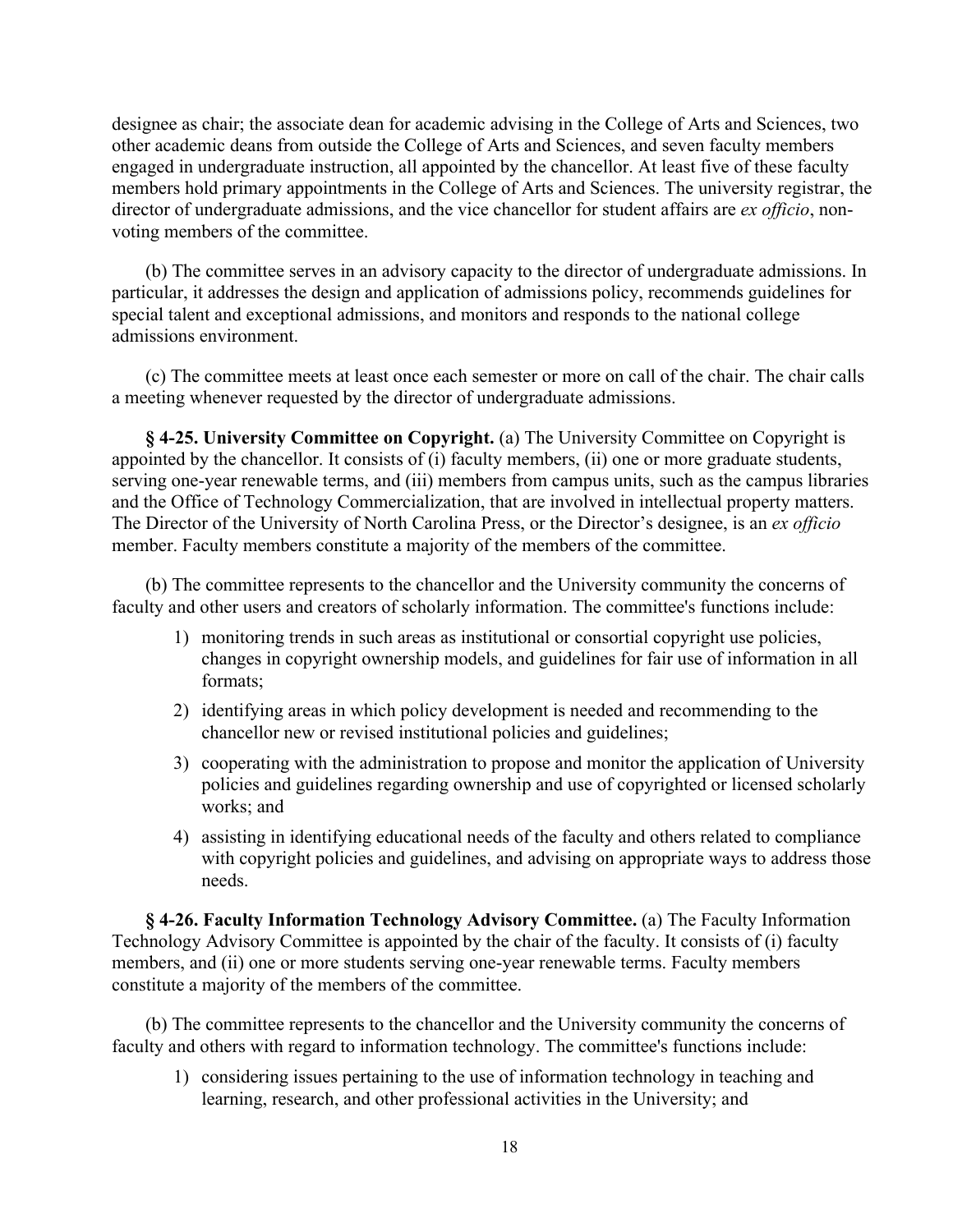designee as chair; the associate dean for academic advising in the College of Arts and Sciences, two other academic deans from outside the College of Arts and Sciences, and seven faculty members engaged in undergraduate instruction, all appointed by the chancellor. At least five of these faculty members hold primary appointments in the College of Arts and Sciences. The university registrar, the director of undergraduate admissions, and the vice chancellor for student affairs are *ex officio*, non-voting members of the committee.

(b) The committee serves in an advisory capacity to the director of undergraduate admissions. In particular, it addresses the design and application of admissions policy, recommends guidelines for special talent and exceptional admissions, and monitors and responds to the national college admissions environment.

(c) The committee meets at least once each semester or more on call of the chair. The chair calls a meeting whenever requested by the director of undergraduate admissions.

**§ 4-25. University Committee on Copyright.** (a) The University Committee on Copyright is appointed by the chancellor. It consists of (i) faculty members, (ii) one or more graduate students, serving one-year renewable terms, and (iii) members from campus units, such as the campus libraries and the Office of Technology Commercialization, that are involved in intellectual property matters. The Director of the University of North Carolina Press, or the Director's designee, is an *ex officio* member. Faculty members constitute a majority of the members of the committee.

(b) The committee represents to the chancellor and the University community the concerns of faculty and other users and creators of scholarly information. The committee's functions include:

1) monitoring trends in such areas as institutional or consortial copyright use policies, changes in copyright ownership models, and guidelines for fair use of information in all formats;
2) identifying areas in which policy development is needed and recommending to the chancellor new or revised institutional policies and guidelines;
3) cooperating with the administration to propose and monitor the application of University policies and guidelines regarding ownership and use of copyrighted or licensed scholarly works; and
4) assisting in identifying educational needs of the faculty and others related to compliance with copyright policies and guidelines, and advising on appropriate ways to address those needs.

**§ 4-26. Faculty Information Technology Advisory Committee.** (a) The Faculty Information Technology Advisory Committee is appointed by the chair of the faculty. It consists of (i) faculty members, and (ii) one or more students serving one-year renewable terms. Faculty members constitute a majority of the members of the committee.

(b) The committee represents to the chancellor and the University community the concerns of faculty and others with regard to information technology. The committee's functions include:

1) considering issues pertaining to the use of information technology in teaching and learning, research, and other professional activities in the University; and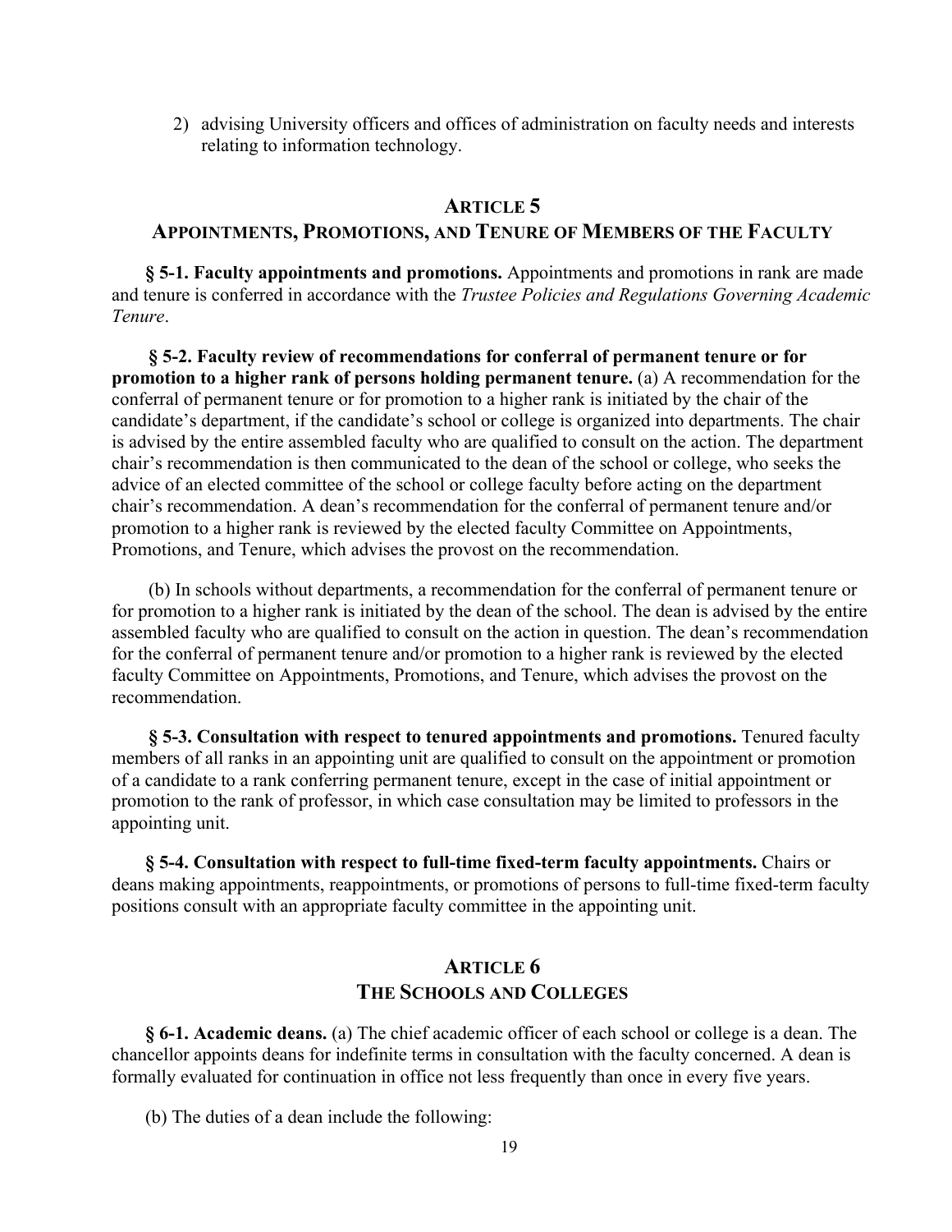2) advising University officers and offices of administration on faculty needs and interests relating to information technology.

## ARTICLE 5
## APPOINTMENTS, PROMOTIONS, AND TENURE OF MEMBERS OF THE FACULTY

**§ 5-1. Faculty appointments and promotions.** Appointments and promotions in rank are made and tenure is conferred in accordance with the *Trustee Policies and Regulations Governing Academic Tenure*.

**§ 5-2. Faculty review of recommendations for conferral of permanent tenure or for promotion to a higher rank of persons holding permanent tenure.** (a) A recommendation for the conferral of permanent tenure or for promotion to a higher rank is initiated by the chair of the candidate's department, if the candidate's school or college is organized into departments. The chair is advised by the entire assembled faculty who are qualified to consult on the action. The department chair's recommendation is then communicated to the dean of the school or college, who seeks the advice of an elected committee of the school or college faculty before acting on the department chair's recommendation. A dean's recommendation for the conferral of permanent tenure and/or promotion to a higher rank is reviewed by the elected faculty Committee on Appointments, Promotions, and Tenure, which advises the provost on the recommendation.

(b) In schools without departments, a recommendation for the conferral of permanent tenure or for promotion to a higher rank is initiated by the dean of the school. The dean is advised by the entire assembled faculty who are qualified to consult on the action in question. The dean's recommendation for the conferral of permanent tenure and/or promotion to a higher rank is reviewed by the elected faculty Committee on Appointments, Promotions, and Tenure, which advises the provost on the recommendation.

**§ 5-3. Consultation with respect to tenured appointments and promotions.** Tenured faculty members of all ranks in an appointing unit are qualified to consult on the appointment or promotion of a candidate to a rank conferring permanent tenure, except in the case of initial appointment or promotion to the rank of professor, in which case consultation may be limited to professors in the appointing unit.

**§ 5-4. Consultation with respect to full-time fixed-term faculty appointments.** Chairs or deans making appointments, reappointments, or promotions of persons to full-time fixed-term faculty positions consult with an appropriate faculty committee in the appointing unit.

## ARTICLE 6
## THE SCHOOLS AND COLLEGES

**§ 6-1. Academic deans.** (a) The chief academic officer of each school or college is a dean. The chancellor appoints deans for indefinite terms in consultation with the faculty concerned. A dean is formally evaluated for continuation in office not less frequently than once in every five years.

(b) The duties of a dean include the following: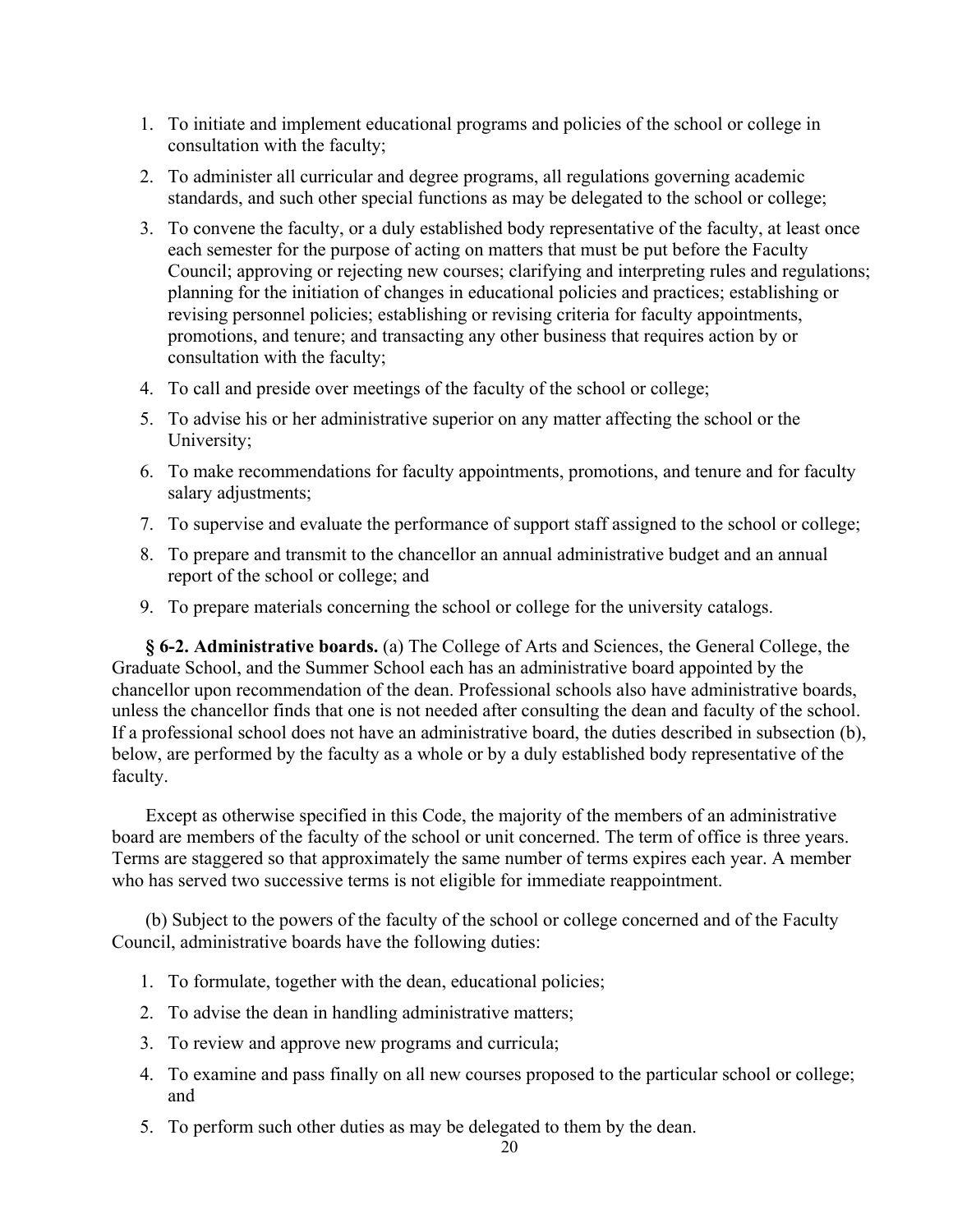1. To initiate and implement educational programs and policies of the school or college in consultation with the faculty;
2. To administer all curricular and degree programs, all regulations governing academic standards, and such other special functions as may be delegated to the school or college;
3. To convene the faculty, or a duly established body representative of the faculty, at least once each semester for the purpose of acting on matters that must be put before the Faculty Council; approving or rejecting new courses; clarifying and interpreting rules and regulations; planning for the initiation of changes in educational policies and practices; establishing or revising personnel policies; establishing or revising criteria for faculty appointments, promotions, and tenure; and transacting any other business that requires action by or consultation with the faculty;
4. To call and preside over meetings of the faculty of the school or college;
5. To advise his or her administrative superior on any matter affecting the school or the University;
6. To make recommendations for faculty appointments, promotions, and tenure and for faculty salary adjustments;
7. To supervise and evaluate the performance of support staff assigned to the school or college;
8. To prepare and transmit to the chancellor an annual administrative budget and an annual report of the school or college; and
9. To prepare materials concerning the school or college for the university catalogs.

**§ 6-2. Administrative boards.** (a) The College of Arts and Sciences, the General College, the Graduate School, and the Summer School each has an administrative board appointed by the chancellor upon recommendation of the dean. Professional schools also have administrative boards, unless the chancellor finds that one is not needed after consulting the dean and faculty of the school. If a professional school does not have an administrative board, the duties described in subsection (b), below, are performed by the faculty as a whole or by a duly established body representative of the faculty.

Except as otherwise specified in this Code, the majority of the members of an administrative board are members of the faculty of the school or unit concerned. The term of office is three years. Terms are staggered so that approximately the same number of terms expires each year. A member who has served two successive terms is not eligible for immediate reappointment.

(b) Subject to the powers of the faculty of the school or college concerned and of the Faculty Council, administrative boards have the following duties:

1. To formulate, together with the dean, educational policies;
2. To advise the dean in handling administrative matters;
3. To review and approve new programs and curricula;
4. To examine and pass finally on all new courses proposed to the particular school or college; and
5. To perform such other duties as may be delegated to them by the dean.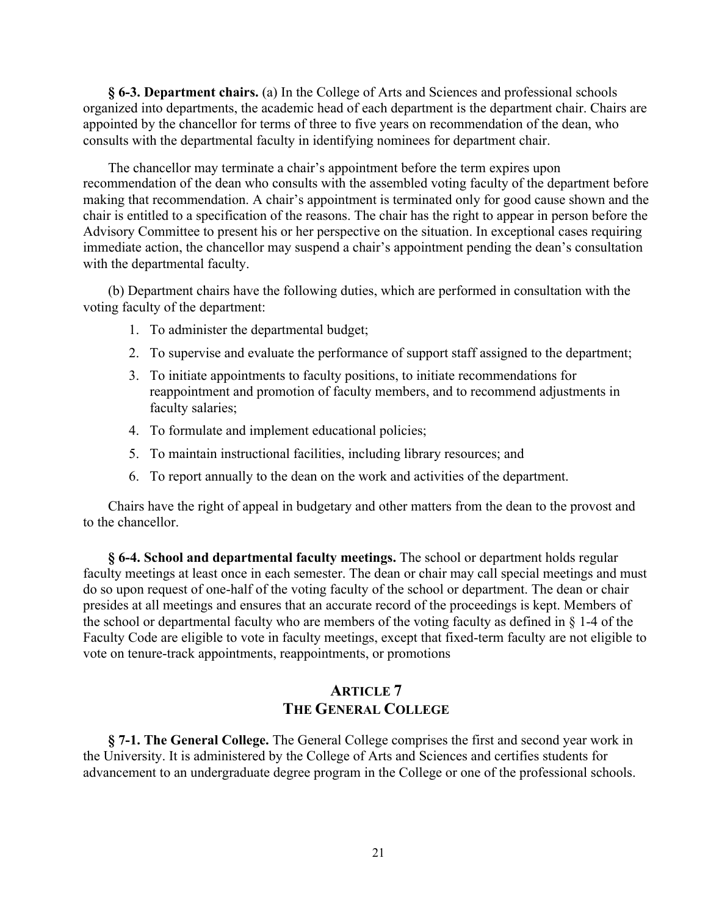**§ 6-3. Department chairs.** (a) In the College of Arts and Sciences and professional schools organized into departments, the academic head of each department is the department chair. Chairs are appointed by the chancellor for terms of three to five years on recommendation of the dean, who consults with the departmental faculty in identifying nominees for department chair.

The chancellor may terminate a chair's appointment before the term expires upon recommendation of the dean who consults with the assembled voting faculty of the department before making that recommendation. A chair's appointment is terminated only for good cause shown and the chair is entitled to a specification of the reasons. The chair has the right to appear in person before the Advisory Committee to present his or her perspective on the situation. In exceptional cases requiring immediate action, the chancellor may suspend a chair's appointment pending the dean's consultation with the departmental faculty.

(b) Department chairs have the following duties, which are performed in consultation with the voting faculty of the department:

1. To administer the departmental budget;
2. To supervise and evaluate the performance of support staff assigned to the department;
3. To initiate appointments to faculty positions, to initiate recommendations for reappointment and promotion of faculty members, and to recommend adjustments in faculty salaries;
4. To formulate and implement educational policies;
5. To maintain instructional facilities, including library resources; and
6. To report annually to the dean on the work and activities of the department.

Chairs have the right of appeal in budgetary and other matters from the dean to the provost and to the chancellor.

**§ 6-4. School and departmental faculty meetings.** The school or department holds regular faculty meetings at least once in each semester. The dean or chair may call special meetings and must do so upon request of one-half of the voting faculty of the school or department. The dean or chair presides at all meetings and ensures that an accurate record of the proceedings is kept. Members of the school or departmental faculty who are members of the voting faculty as defined in § 1-4 of the Faculty Code are eligible to vote in faculty meetings, except that fixed-term faculty are not eligible to vote on tenure-track appointments, reappointments, or promotions

## ARTICLE 7
## THE GENERAL COLLEGE

**§ 7-1. The General College.** The General College comprises the first and second year work in the University. It is administered by the College of Arts and Sciences and certifies students for advancement to an undergraduate degree program in the College or one of the professional schools.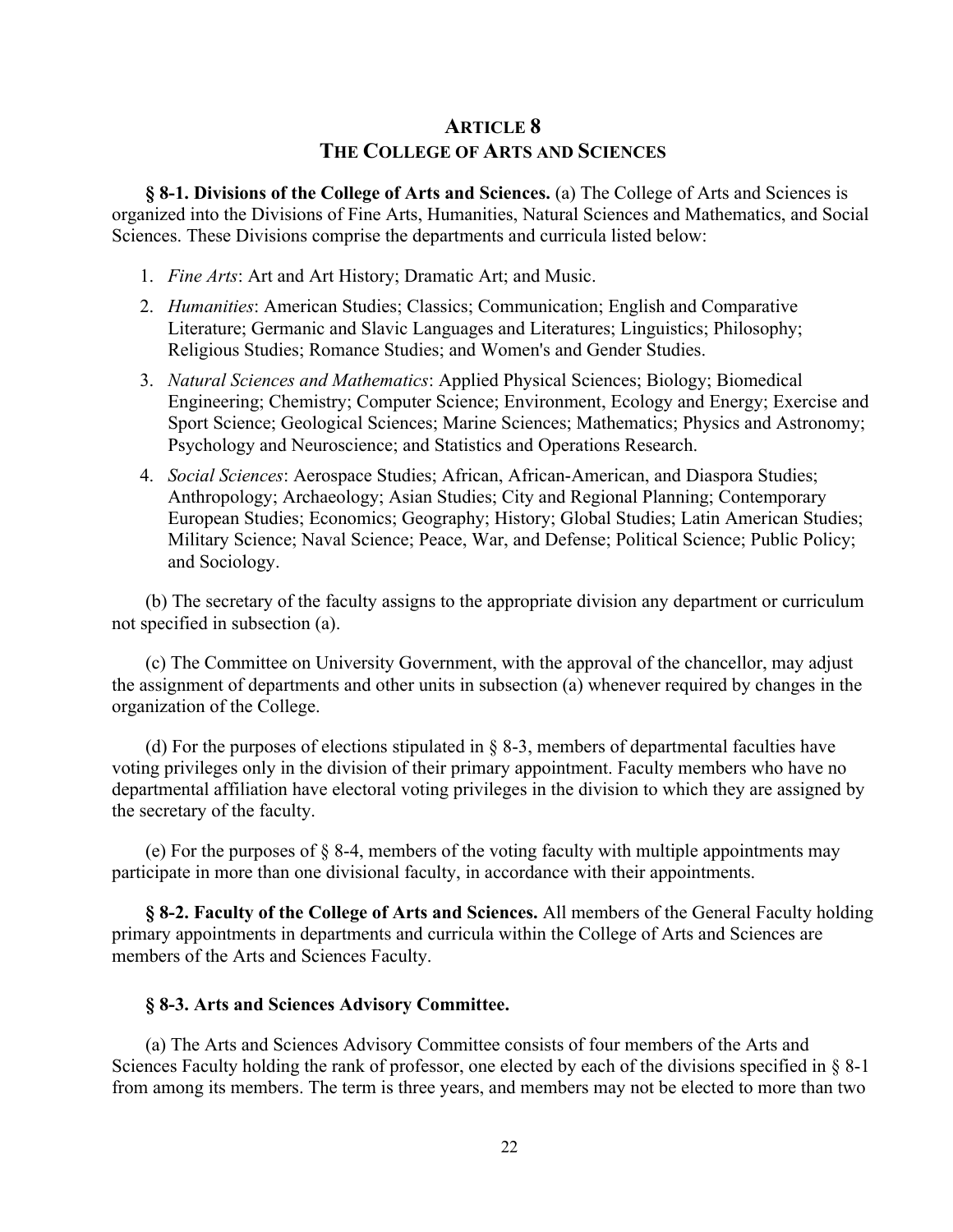# ARTICLE 8
# THE COLLEGE OF ARTS AND SCIENCES

**§ 8-1. Divisions of the College of Arts and Sciences.** (a) The College of Arts and Sciences is organized into the Divisions of Fine Arts, Humanities, Natural Sciences and Mathematics, and Social Sciences. These Divisions comprise the departments and curricula listed below:

1. *Fine Arts*: Art and Art History; Dramatic Art; and Music.
2. *Humanities*: American Studies; Classics; Communication; English and Comparative Literature; Germanic and Slavic Languages and Literatures; Linguistics; Philosophy; Religious Studies; Romance Studies; and Women's and Gender Studies.
3. *Natural Sciences and Mathematics*: Applied Physical Sciences; Biology; Biomedical Engineering; Chemistry; Computer Science; Environment, Ecology and Energy; Exercise and Sport Science; Geological Sciences; Marine Sciences; Mathematics; Physics and Astronomy; Psychology and Neuroscience; and Statistics and Operations Research.
4. *Social Sciences*: Aerospace Studies; African, African-American, and Diaspora Studies; Anthropology; Archaeology; Asian Studies; City and Regional Planning; Contemporary European Studies; Economics; Geography; History; Global Studies; Latin American Studies; Military Science; Naval Science; Peace, War, and Defense; Political Science; Public Policy; and Sociology.

(b) The secretary of the faculty assigns to the appropriate division any department or curriculum not specified in subsection (a).

(c) The Committee on University Government, with the approval of the chancellor, may adjust the assignment of departments and other units in subsection (a) whenever required by changes in the organization of the College.

(d) For the purposes of elections stipulated in § 8-3, members of departmental faculties have voting privileges only in the division of their primary appointment. Faculty members who have no departmental affiliation have electoral voting privileges in the division to which they are assigned by the secretary of the faculty.

(e) For the purposes of § 8-4, members of the voting faculty with multiple appointments may participate in more than one divisional faculty, in accordance with their appointments.

**§ 8-2. Faculty of the College of Arts and Sciences.** All members of the General Faculty holding primary appointments in departments and curricula within the College of Arts and Sciences are members of the Arts and Sciences Faculty.

**§ 8-3. Arts and Sciences Advisory Committee.**

(a) The Arts and Sciences Advisory Committee consists of four members of the Arts and Sciences Faculty holding the rank of professor, one elected by each of the divisions specified in § 8-1 from among its members. The term is three years, and members may not be elected to more than two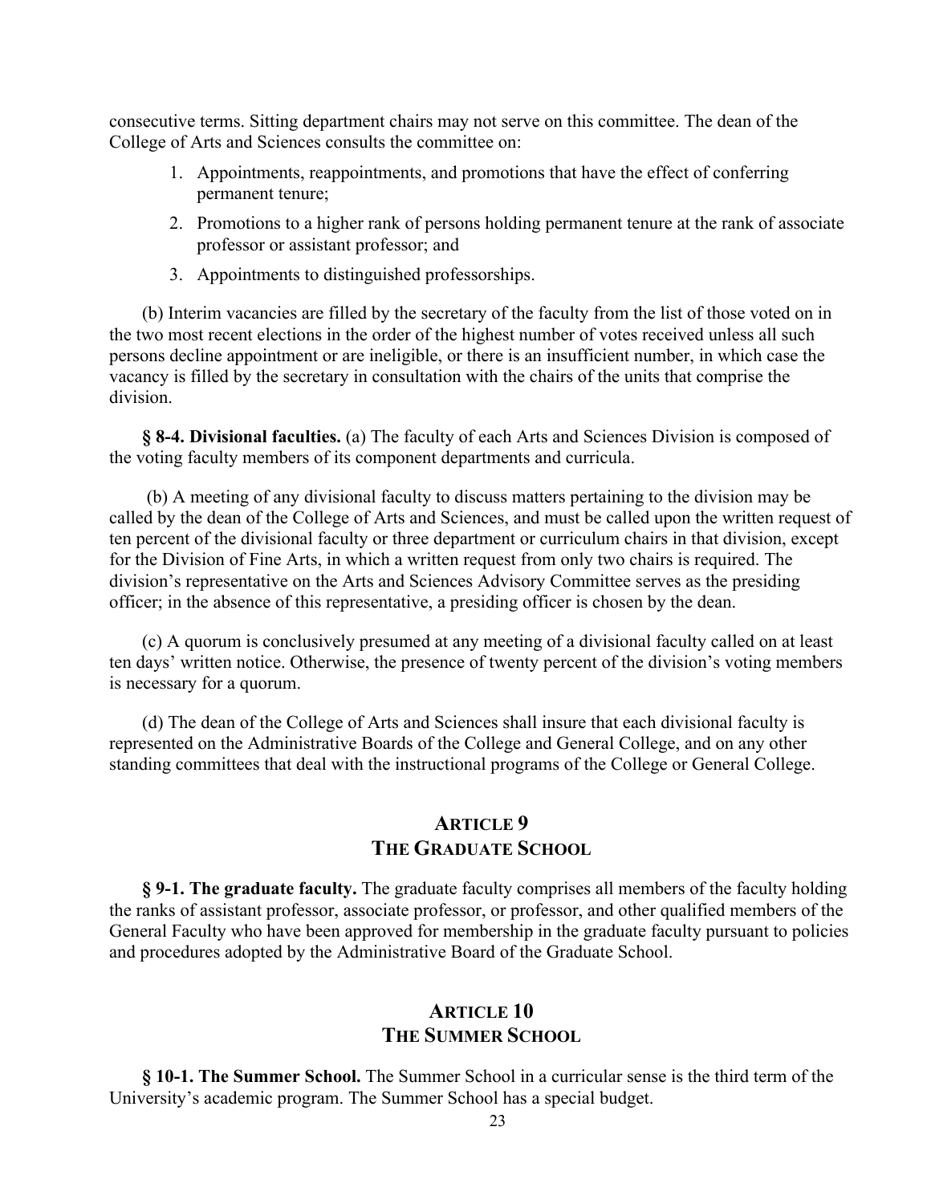consecutive terms. Sitting department chairs may not serve on this committee. The dean of the College of Arts and Sciences consults the committee on:

1. Appointments, reappointments, and promotions that have the effect of conferring permanent tenure;
2. Promotions to a higher rank of persons holding permanent tenure at the rank of associate professor or assistant professor; and
3. Appointments to distinguished professorships.

(b) Interim vacancies are filled by the secretary of the faculty from the list of those voted on in the two most recent elections in the order of the highest number of votes received unless all such persons decline appointment or are ineligible, or there is an insufficient number, in which case the vacancy is filled by the secretary in consultation with the chairs of the units that comprise the division.

**§ 8-4. Divisional faculties.** (a) The faculty of each Arts and Sciences Division is composed of the voting faculty members of its component departments and curricula.

(b) A meeting of any divisional faculty to discuss matters pertaining to the division may be called by the dean of the College of Arts and Sciences, and must be called upon the written request of ten percent of the divisional faculty or three department or curriculum chairs in that division, except for the Division of Fine Arts, in which a written request from only two chairs is required. The division's representative on the Arts and Sciences Advisory Committee serves as the presiding officer; in the absence of this representative, a presiding officer is chosen by the dean.

(c) A quorum is conclusively presumed at any meeting of a divisional faculty called on at least ten days' written notice. Otherwise, the presence of twenty percent of the division's voting members is necessary for a quorum.

(d) The dean of the College of Arts and Sciences shall insure that each divisional faculty is represented on the Administrative Boards of the College and General College, and on any other standing committees that deal with the instructional programs of the College or General College.

## ARTICLE 9
## THE GRADUATE SCHOOL

**§ 9-1. The graduate faculty.** The graduate faculty comprises all members of the faculty holding the ranks of assistant professor, associate professor, or professor, and other qualified members of the General Faculty who have been approved for membership in the graduate faculty pursuant to policies and procedures adopted by the Administrative Board of the Graduate School.

## ARTICLE 10
## THE SUMMER SCHOOL

**§ 10-1. The Summer School.** The Summer School in a curricular sense is the third term of the University's academic program. The Summer School has a special budget.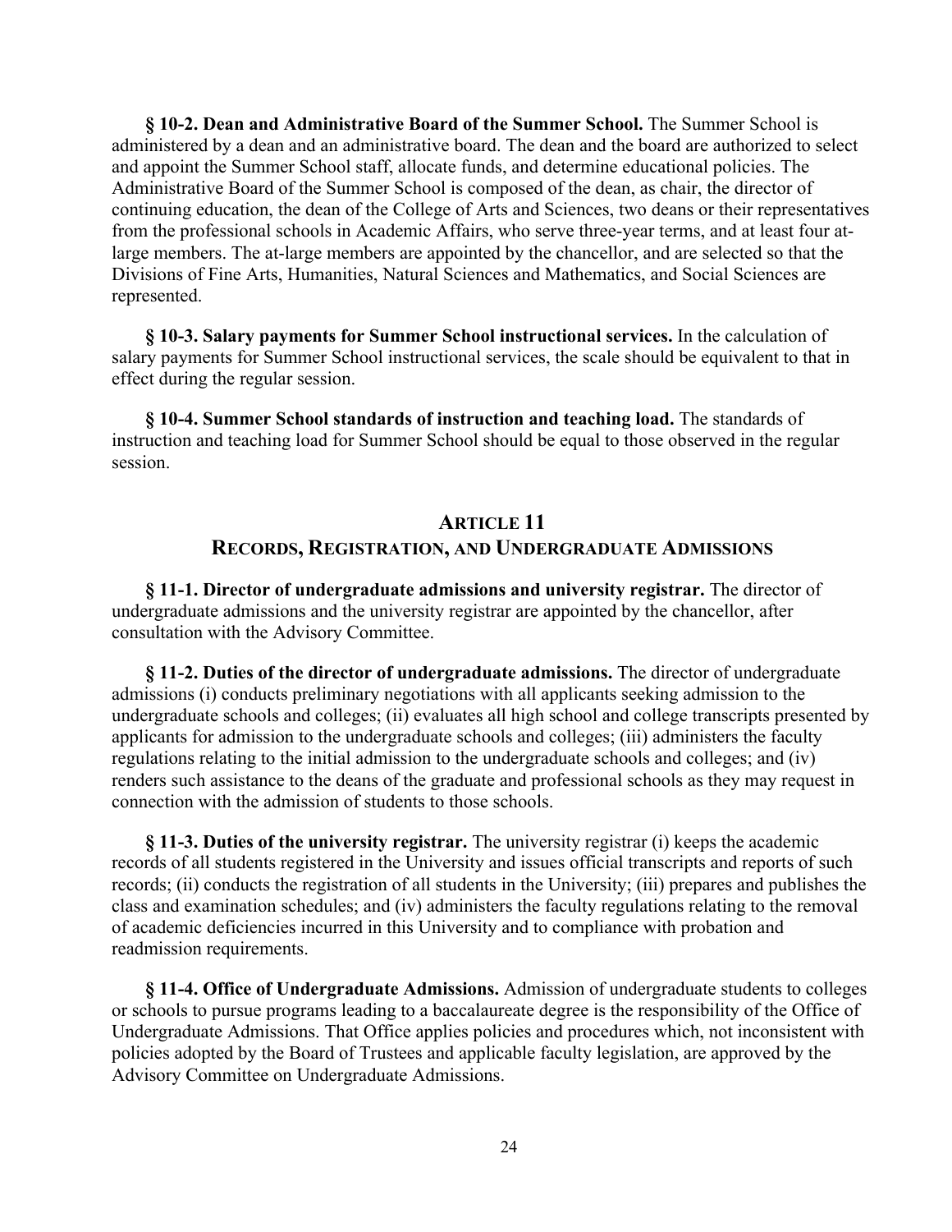**§ 10-2. Dean and Administrative Board of the Summer School.** The Summer School is administered by a dean and an administrative board. The dean and the board are authorized to select and appoint the Summer School staff, allocate funds, and determine educational policies. The Administrative Board of the Summer School is composed of the dean, as chair, the director of continuing education, the dean of the College of Arts and Sciences, two deans or their representatives from the professional schools in Academic Affairs, who serve three-year terms, and at least four at-large members. The at-large members are appointed by the chancellor, and are selected so that the Divisions of Fine Arts, Humanities, Natural Sciences and Mathematics, and Social Sciences are represented.

**§ 10-3. Salary payments for Summer School instructional services.** In the calculation of salary payments for Summer School instructional services, the scale should be equivalent to that in effect during the regular session.

**§ 10-4. Summer School standards of instruction and teaching load.** The standards of instruction and teaching load for Summer School should be equal to those observed in the regular session.

## ARTICLE 11
## RECORDS, REGISTRATION, AND UNDERGRADUATE ADMISSIONS

**§ 11-1. Director of undergraduate admissions and university registrar.** The director of undergraduate admissions and the university registrar are appointed by the chancellor, after consultation with the Advisory Committee.

**§ 11-2. Duties of the director of undergraduate admissions.** The director of undergraduate admissions (i) conducts preliminary negotiations with all applicants seeking admission to the undergraduate schools and colleges; (ii) evaluates all high school and college transcripts presented by applicants for admission to the undergraduate schools and colleges; (iii) administers the faculty regulations relating to the initial admission to the undergraduate schools and colleges; and (iv) renders such assistance to the deans of the graduate and professional schools as they may request in connection with the admission of students to those schools.

**§ 11-3. Duties of the university registrar.** The university registrar (i) keeps the academic records of all students registered in the University and issues official transcripts and reports of such records; (ii) conducts the registration of all students in the University; (iii) prepares and publishes the class and examination schedules; and (iv) administers the faculty regulations relating to the removal of academic deficiencies incurred in this University and to compliance with probation and readmission requirements.

**§ 11-4. Office of Undergraduate Admissions.** Admission of undergraduate students to colleges or schools to pursue programs leading to a baccalaureate degree is the responsibility of the Office of Undergraduate Admissions. That Office applies policies and procedures which, not inconsistent with policies adopted by the Board of Trustees and applicable faculty legislation, are approved by the Advisory Committee on Undergraduate Admissions.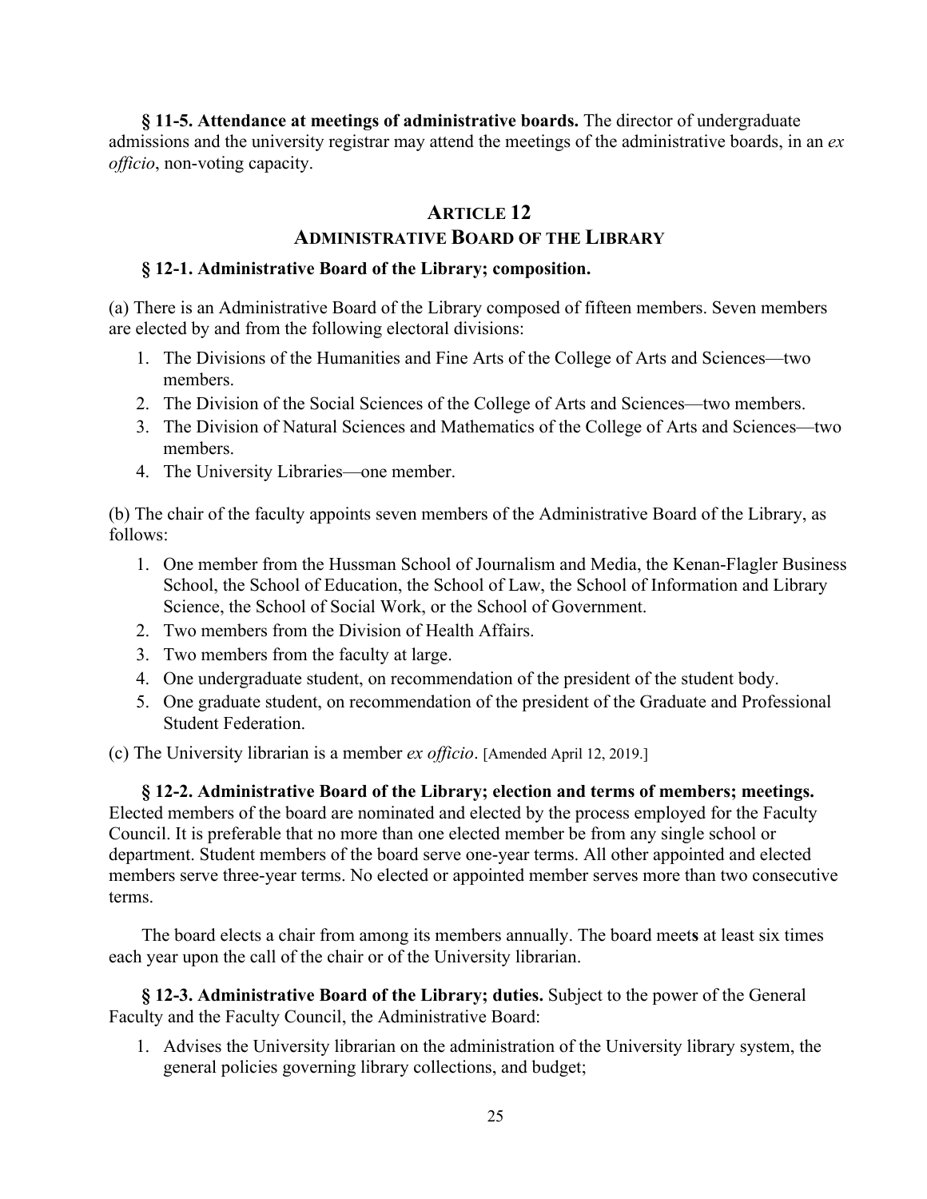**§ 11-5. Attendance at meetings of administrative boards.** The director of undergraduate admissions and the university registrar may attend the meetings of the administrative boards, in an *ex officio*, non-voting capacity.

## ARTICLE 12
## ADMINISTRATIVE BOARD OF THE LIBRARY

**§ 12-1. Administrative Board of the Library; composition.**

(a) There is an Administrative Board of the Library composed of fifteen members. Seven members are elected by and from the following electoral divisions:

1. The Divisions of the Humanities and Fine Arts of the College of Arts and Sciences—two members.
2. The Division of the Social Sciences of the College of Arts and Sciences—two members.
3. The Division of Natural Sciences and Mathematics of the College of Arts and Sciences—two members.
4. The University Libraries—one member.

(b) The chair of the faculty appoints seven members of the Administrative Board of the Library, as follows:

1. One member from the Hussman School of Journalism and Media, the Kenan-Flagler Business School, the School of Education, the School of Law, the School of Information and Library Science, the School of Social Work, or the School of Government.
2. Two members from the Division of Health Affairs.
3. Two members from the faculty at large.
4. One undergraduate student, on recommendation of the president of the student body.
5. One graduate student, on recommendation of the president of the Graduate and Professional Student Federation.

(c) The University librarian is a member *ex officio*. [Amended April 12, 2019.]

**§ 12-2. Administrative Board of the Library; election and terms of members; meetings.** Elected members of the board are nominated and elected by the process employed for the Faculty Council. It is preferable that no more than one elected member be from any single school or department. Student members of the board serve one-year terms. All other appointed and elected members serve three-year terms. No elected or appointed member serves more than two consecutive terms.

The board elects a chair from among its members annually. The board meet**s** at least six times each year upon the call of the chair or of the University librarian.

**§ 12-3. Administrative Board of the Library; duties.** Subject to the power of the General Faculty and the Faculty Council, the Administrative Board:

1. Advises the University librarian on the administration of the University library system, the general policies governing library collections, and budget;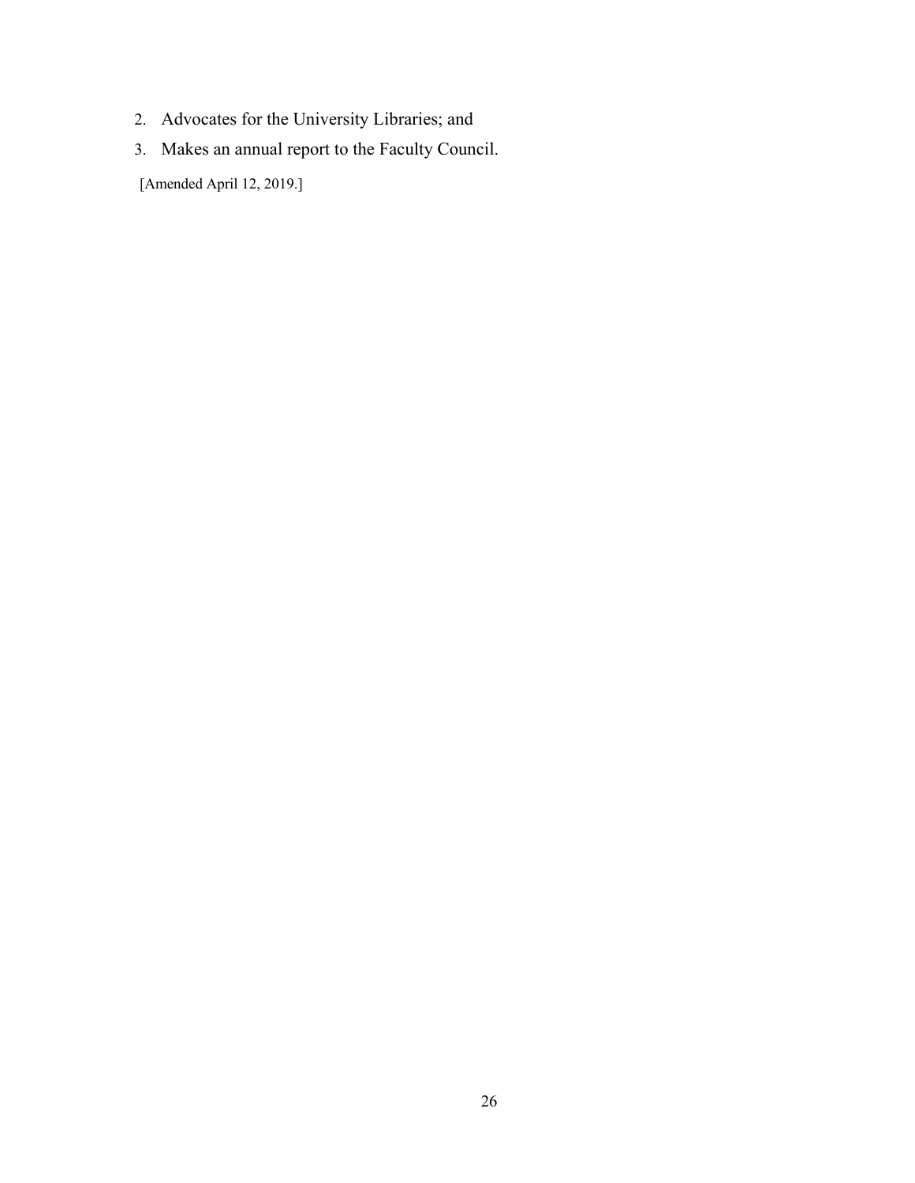2. Advocates for the University Libraries; and
3. Makes an annual report to the Faculty Council.

[Amended April 12, 2019.]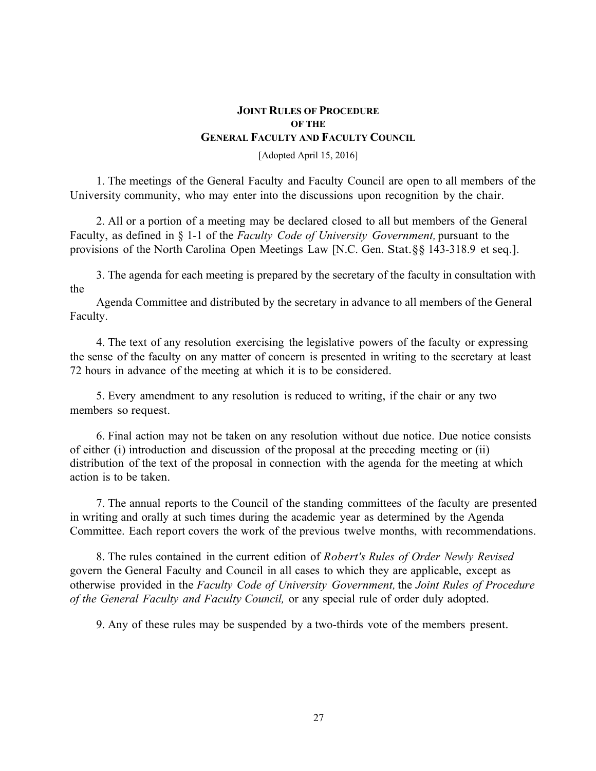# JOINT RULES OF PROCEDURE OF THE GENERAL FACULTY AND FACULTY COUNCIL

[Adopted April 15, 2016]

1. The meetings of the General Faculty and Faculty Council are open to all members of the University community, who may enter into the discussions upon recognition by the chair.

2. All or a portion of a meeting may be declared closed to all but members of the General Faculty, as defined in § 1-1 of the *Faculty Code of University Government,* pursuant to the provisions of the North Carolina Open Meetings Law [N.C. Gen. Stat.§§ 143-318.9 et seq.].

3. The agenda for each meeting is prepared by the secretary of the faculty in consultation with the Agenda Committee and distributed by the secretary in advance to all members of the General Faculty.

4. The text of any resolution exercising the legislative powers of the faculty or expressing the sense of the faculty on any matter of concern is presented in writing to the secretary at least 72 hours in advance of the meeting at which it is to be considered.

5. Every amendment to any resolution is reduced to writing, if the chair or any two members so request.

6. Final action may not be taken on any resolution without due notice. Due notice consists of either (i) introduction and discussion of the proposal at the preceding meeting or (ii) distribution of the text of the proposal in connection with the agenda for the meeting at which action is to be taken.

7. The annual reports to the Council of the standing committees of the faculty are presented in writing and orally at such times during the academic year as determined by the Agenda Committee. Each report covers the work of the previous twelve months, with recommendations.

8. The rules contained in the current edition of *Robert's Rules of Order Newly Revised* govern the General Faculty and Council in all cases to which they are applicable, except as otherwise provided in the *Faculty Code of University Government,* the *Joint Rules of Procedure of the General Faculty and Faculty Council,* or any special rule of order duly adopted.

9. Any of these rules may be suspended by a two-thirds vote of the members present.